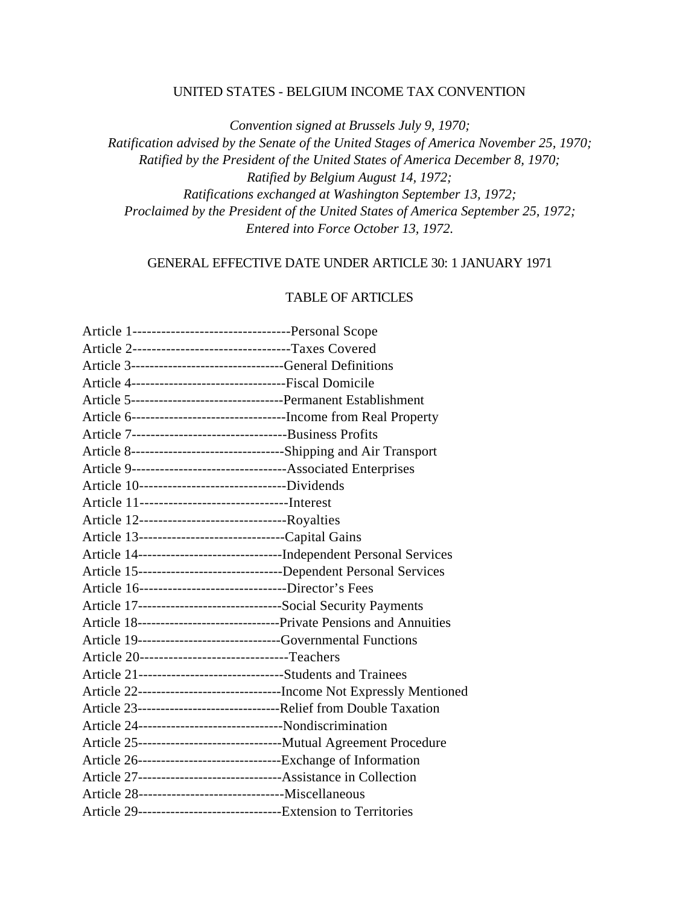# UNITED STATES - BELGIUM INCOME TAX CONVENTION

*Convention signed at Brussels July 9, 1970;*
*Ratification advised by the Senate of the United Stages of America November 25, 1970;*
*Ratified by the President of the United States of America December 8, 1970;*
*Ratified by Belgium August 14, 1972;*
*Ratifications exchanged at Washington September 13, 1972;*
*Proclaimed by the President of the United States of America September 25, 1972;*
*Entered into Force October 13, 1972.*

GENERAL EFFECTIVE DATE UNDER ARTICLE 30: 1 JANUARY 1971

## TABLE OF ARTICLES

Article 1---------------------------------Personal Scope
Article 2---------------------------------Taxes Covered
Article 3---------------------------------General Definitions
Article 4---------------------------------Fiscal Domicile
Article 5---------------------------------Permanent Establishment
Article 6---------------------------------Income from Real Property
Article 7---------------------------------Business Profits
Article 8---------------------------------Shipping and Air Transport
Article 9---------------------------------Associated Enterprises
Article 10-------------------------------Dividends
Article 11-------------------------------Interest
Article 12-------------------------------Royalties
Article 13-------------------------------Capital Gains
Article 14-------------------------------Independent Personal Services
Article 15-------------------------------Dependent Personal Services
Article 16-------------------------------Director's Fees
Article 17-------------------------------Social Security Payments
Article 18-------------------------------Private Pensions and Annuities
Article 19-------------------------------Governmental Functions
Article 20-------------------------------Teachers
Article 21-------------------------------Students and Trainees
Article 22-------------------------------Income Not Expressly Mentioned
Article 23-------------------------------Relief from Double Taxation
Article 24-------------------------------Nondiscrimination
Article 25-------------------------------Mutual Agreement Procedure
Article 26-------------------------------Exchange of Information
Article 27-------------------------------Assistance in Collection
Article 28-------------------------------Miscellaneous
Article 29-------------------------------Extension to Territories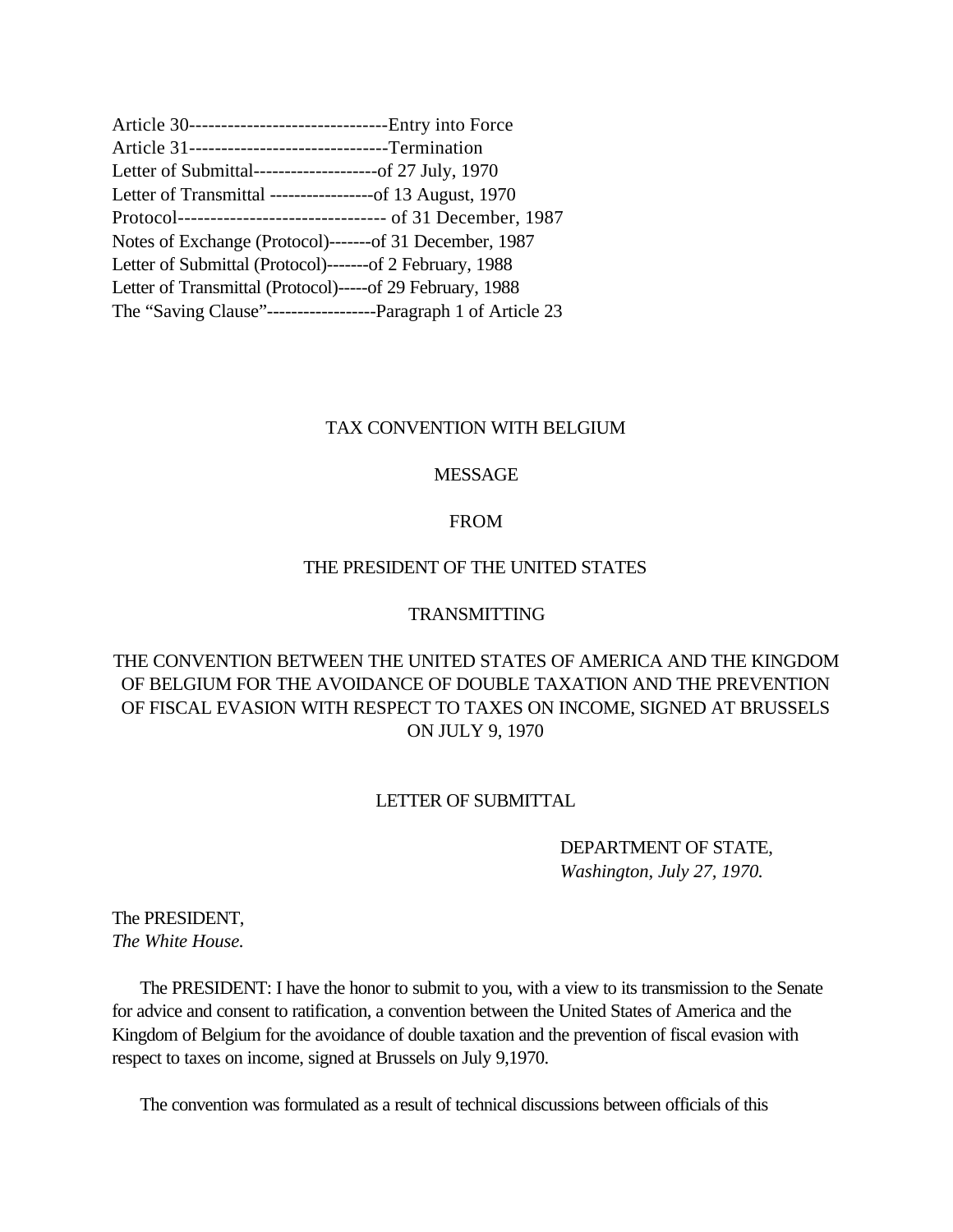Article 30-------------------------------Entry into Force
Article 31-------------------------------Termination
Letter of Submittal--------------------of 27 July, 1970
Letter of Transmittal -----------------of 13 August, 1970
Protocol--------------------------------- of 31 December, 1987
Notes of Exchange (Protocol)-------of 31 December, 1987
Letter of Submittal (Protocol)-------of 2 February, 1988
Letter of Transmittal (Protocol)-----of 29 February, 1988
The "Saving Clause"------------------Paragraph 1 of Article 23

TAX CONVENTION WITH BELGIUM

MESSAGE

FROM

THE PRESIDENT OF THE UNITED STATES

TRANSMITTING

THE CONVENTION BETWEEN THE UNITED STATES OF AMERICA AND THE KINGDOM OF BELGIUM FOR THE AVOIDANCE OF DOUBLE TAXATION AND THE PREVENTION OF FISCAL EVASION WITH RESPECT TO TAXES ON INCOME, SIGNED AT BRUSSELS ON JULY 9, 1970

LETTER OF SUBMITTAL

DEPARTMENT OF STATE,
*Washington, July 27, 1970.*

The PRESIDENT,
*The White House.*

The PRESIDENT: I have the honor to submit to you, with a view to its transmission to the Senate for advice and consent to ratification, a convention between the United States of America and the Kingdom of Belgium for the avoidance of double taxation and the prevention of fiscal evasion with respect to taxes on income, signed at Brussels on July 9,1970.

The convention was formulated as a result of technical discussions between officials of this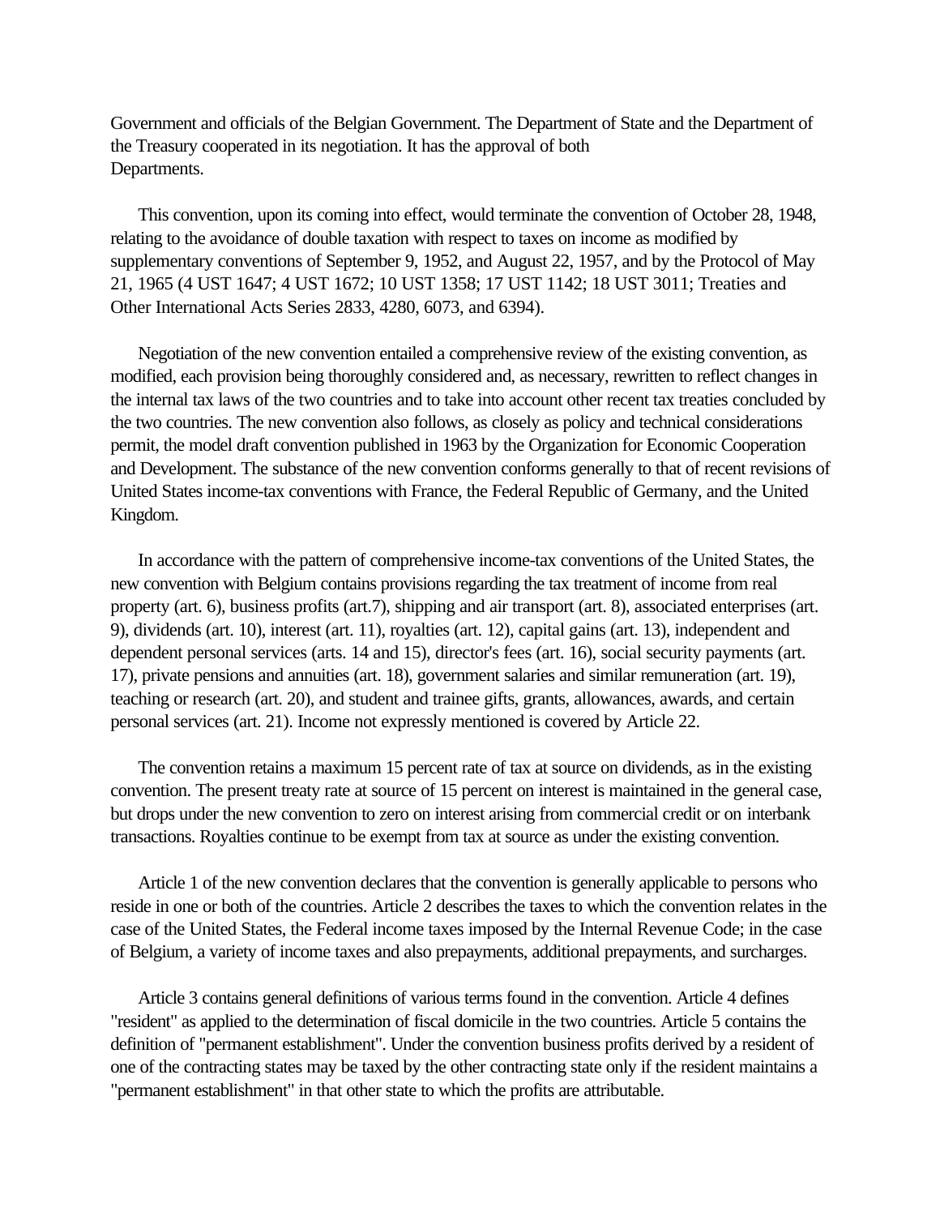Government and officials of the Belgian Government. The Department of State and the Department of the Treasury cooperated in its negotiation. It has the approval of both Departments.

This convention, upon its coming into effect, would terminate the convention of October 28, 1948, relating to the avoidance of double taxation with respect to taxes on income as modified by supplementary conventions of September 9, 1952, and August 22, 1957, and by the Protocol of May 21, 1965 (4 UST 1647; 4 UST 1672; 10 UST 1358; 17 UST 1142; 18 UST 3011; Treaties and Other International Acts Series 2833, 4280, 6073, and 6394).

Negotiation of the new convention entailed a comprehensive review of the existing convention, as modified, each provision being thoroughly considered and, as necessary, rewritten to reflect changes in the internal tax laws of the two countries and to take into account other recent tax treaties concluded by the two countries. The new convention also follows, as closely as policy and technical considerations permit, the model draft convention published in 1963 by the Organization for Economic Cooperation and Development. The substance of the new convention conforms generally to that of recent revisions of United States income-tax conventions with France, the Federal Republic of Germany, and the United Kingdom.

In accordance with the pattern of comprehensive income-tax conventions of the United States, the new convention with Belgium contains provisions regarding the tax treatment of income from real property (art. 6), business profits (art.7), shipping and air transport (art. 8), associated enterprises (art. 9), dividends (art. 10), interest (art. 11), royalties (art. 12), capital gains (art. 13), independent and dependent personal services (arts. 14 and 15), director's fees (art. 16), social security payments (art. 17), private pensions and annuities (art. 18), government salaries and similar remuneration (art. 19), teaching or research (art. 20), and student and trainee gifts, grants, allowances, awards, and certain personal services (art. 21). Income not expressly mentioned is covered by Article 22.

The convention retains a maximum 15 percent rate of tax at source on dividends, as in the existing convention. The present treaty rate at source of 15 percent on interest is maintained in the general case, but drops under the new convention to zero on interest arising from commercial credit or on interbank transactions. Royalties continue to be exempt from tax at source as under the existing convention.

Article 1 of the new convention declares that the convention is generally applicable to persons who reside in one or both of the countries. Article 2 describes the taxes to which the convention relates in the case of the United States, the Federal income taxes imposed by the Internal Revenue Code; in the case of Belgium, a variety of income taxes and also prepayments, additional prepayments, and surcharges.

Article 3 contains general definitions of various terms found in the convention. Article 4 defines "resident" as applied to the determination of fiscal domicile in the two countries. Article 5 contains the definition of "permanent establishment". Under the convention business profits derived by a resident of one of the contracting states may be taxed by the other contracting state only if the resident maintains a "permanent establishment" in that other state to which the profits are attributable.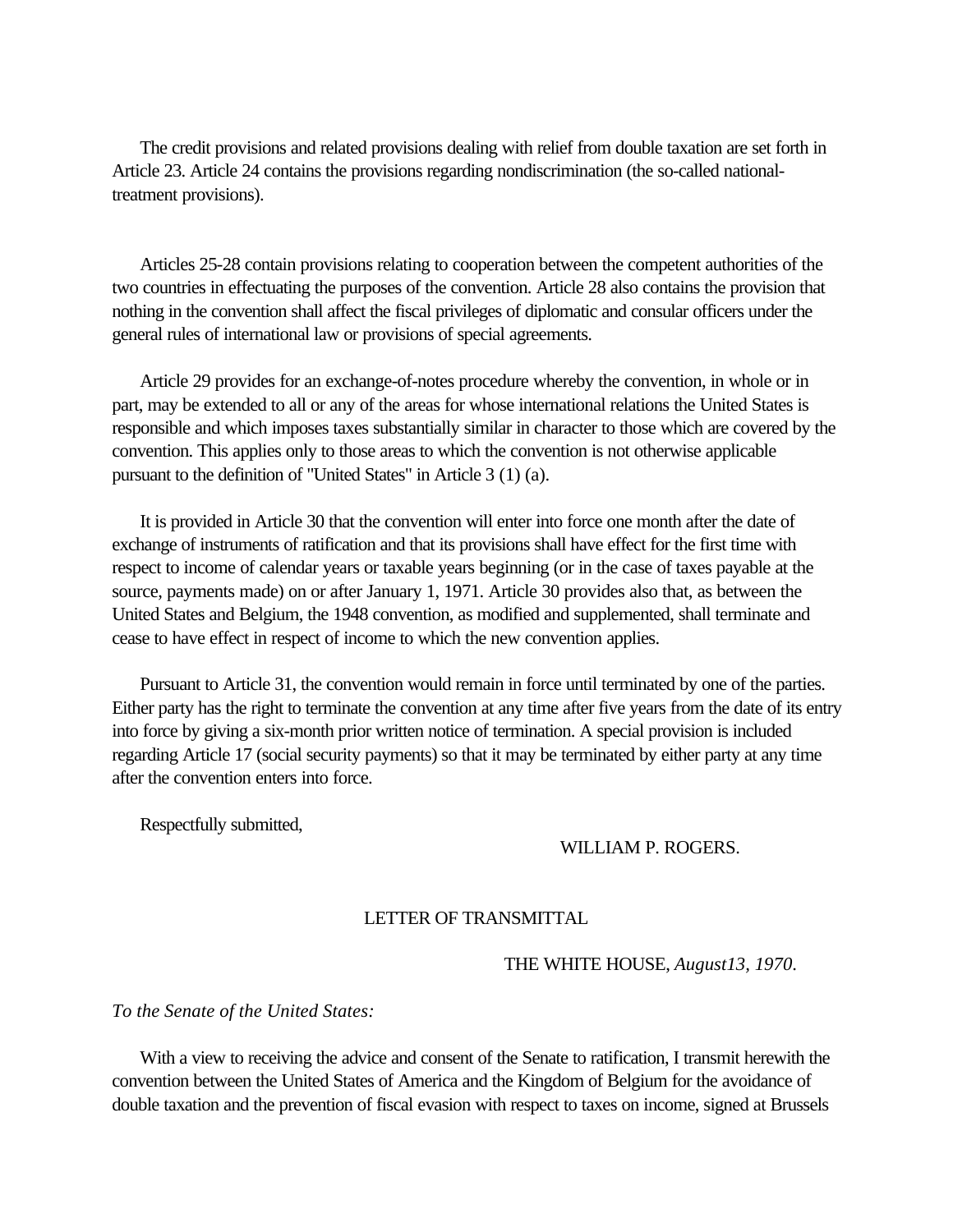The credit provisions and related provisions dealing with relief from double taxation are set forth in Article 23. Article 24 contains the provisions regarding nondiscrimination (the so-called national-treatment provisions).

Articles 25-28 contain provisions relating to cooperation between the competent authorities of the two countries in effectuating the purposes of the convention. Article 28 also contains the provision that nothing in the convention shall affect the fiscal privileges of diplomatic and consular officers under the general rules of international law or provisions of special agreements.

Article 29 provides for an exchange-of-notes procedure whereby the convention, in whole or in part, may be extended to all or any of the areas for whose international relations the United States is responsible and which imposes taxes substantially similar in character to those which are covered by the convention. This applies only to those areas to which the convention is not otherwise applicable pursuant to the definition of "United States" in Article 3 (1) (a).

It is provided in Article 30 that the convention will enter into force one month after the date of exchange of instruments of ratification and that its provisions shall have effect for the first time with respect to income of calendar years or taxable years beginning (or in the case of taxes payable at the source, payments made) on or after January 1, 1971. Article 30 provides also that, as between the United States and Belgium, the 1948 convention, as modified and supplemented, shall terminate and cease to have effect in respect of income to which the new convention applies.

Pursuant to Article 31, the convention would remain in force until terminated by one of the parties. Either party has the right to terminate the convention at any time after five years from the date of its entry into force by giving a six-month prior written notice of termination. A special provision is included regarding Article 17 (social security payments) so that it may be terminated by either party at any time after the convention enters into force.

Respectfully submitted,

WILLIAM P. ROGERS.

LETTER OF TRANSMITTAL

THE WHITE HOUSE, *August13, 1970*.

*To the Senate of the United States:*

With a view to receiving the advice and consent of the Senate to ratification, I transmit herewith the convention between the United States of America and the Kingdom of Belgium for the avoidance of double taxation and the prevention of fiscal evasion with respect to taxes on income, signed at Brussels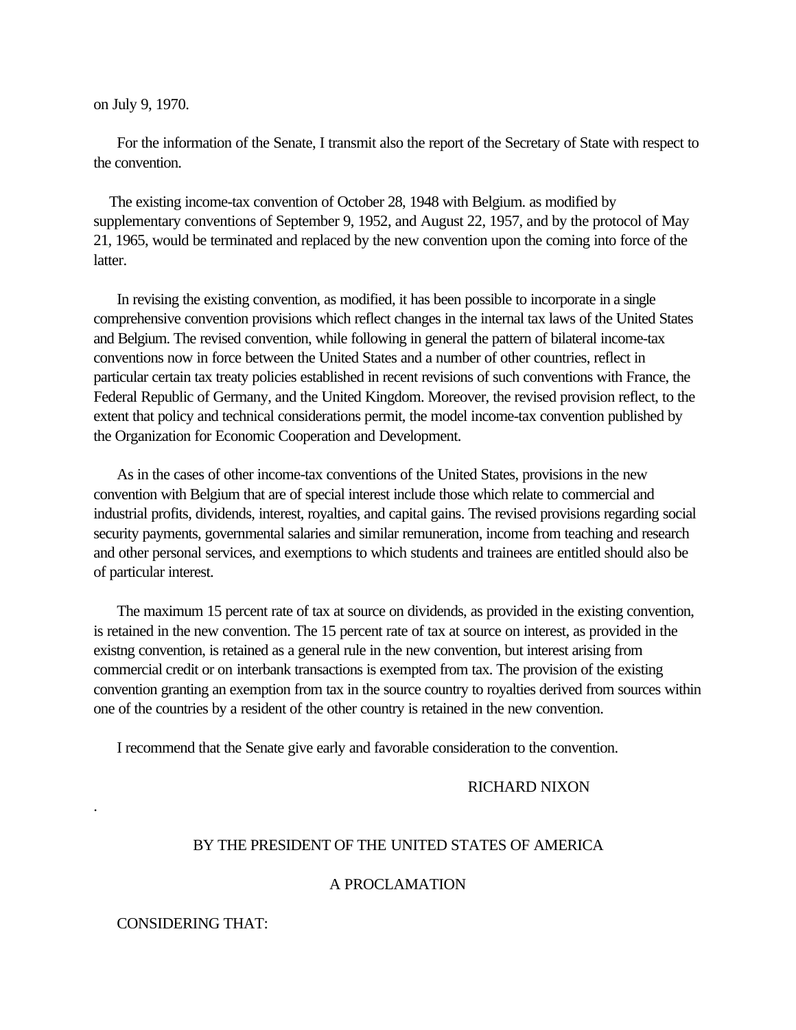on July 9, 1970.

For the information of the Senate, I transmit also the report of the Secretary of State with respect to the convention.

The existing income-tax convention of October 28, 1948 with Belgium. as modified by supplementary conventions of September 9, 1952, and August 22, 1957, and by the protocol of May 21, 1965, would be terminated and replaced by the new convention upon the coming into force of the latter.

In revising the existing convention, as modified, it has been possible to incorporate in a single comprehensive convention provisions which reflect changes in the internal tax laws of the United States and Belgium. The revised convention, while following in general the pattern of bilateral income-tax conventions now in force between the United States and a number of other countries, reflect in particular certain tax treaty policies established in recent revisions of such conventions with France, the Federal Republic of Germany, and the United Kingdom. Moreover, the revised provision reflect, to the extent that policy and technical considerations permit, the model income-tax convention published by the Organization for Economic Cooperation and Development.

As in the cases of other income-tax conventions of the United States, provisions in the new convention with Belgium that are of special interest include those which relate to commercial and industrial profits, dividends, interest, royalties, and capital gains. The revised provisions regarding social security payments, governmental salaries and similar remuneration, income from teaching and research and other personal services, and exemptions to which students and trainees are entitled should also be of particular interest.

The maximum 15 percent rate of tax at source on dividends, as provided in the existing convention, is retained in the new convention. The 15 percent rate of tax at source on interest, as provided in the existng convention, is retained as a general rule in the new convention, but interest arising from commercial credit or on interbank transactions is exempted from tax. The provision of the existing convention granting an exemption from tax in the source country to royalties derived from sources within one of the countries by a resident of the other country is retained in the new convention.

I recommend that the Senate give early and favorable consideration to the convention.

RICHARD NIXON

BY THE PRESIDENT OF THE UNITED STATES OF AMERICA

A PROCLAMATION

CONSIDERING THAT: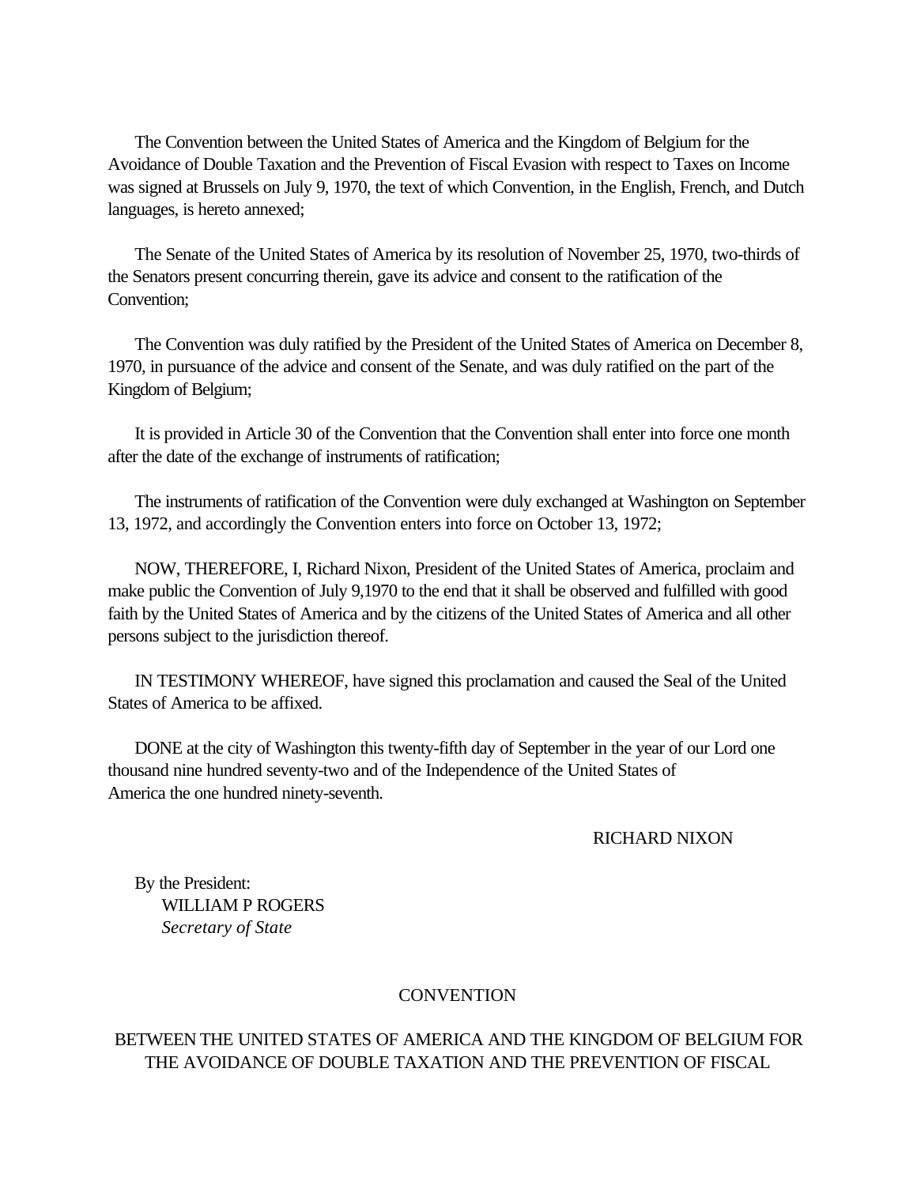The Convention between the United States of America and the Kingdom of Belgium for the Avoidance of Double Taxation and the Prevention of Fiscal Evasion with respect to Taxes on Income was signed at Brussels on July 9, 1970, the text of which Convention, in the English, French, and Dutch languages, is hereto annexed;

The Senate of the United States of America by its resolution of November 25, 1970, two-thirds of the Senators present concurring therein, gave its advice and consent to the ratification of the Convention;

The Convention was duly ratified by the President of the United States of America on December 8, 1970, in pursuance of the advice and consent of the Senate, and was duly ratified on the part of the Kingdom of Belgium;

It is provided in Article 30 of the Convention that the Convention shall enter into force one month after the date of the exchange of instruments of ratification;

The instruments of ratification of the Convention were duly exchanged at Washington on September 13, 1972, and accordingly the Convention enters into force on October 13, 1972;

NOW, THEREFORE, I, Richard Nixon, President of the United States of America, proclaim and make public the Convention of July 9,1970 to the end that it shall be observed and fulfilled with good faith by the United States of America and by the citizens of the United States of America and all other persons subject to the jurisdiction thereof.

IN TESTIMONY WHEREOF, have signed this proclamation and caused the Seal of the United States of America to be affixed.

DONE at the city of Washington this twenty-fifth day of September in the year of our Lord one thousand nine hundred seventy-two and of the Independence of the United States of America the one hundred ninety-seventh.

RICHARD NIXON

By the President:
WILLIAM P ROGERS
*Secretary of State*

CONVENTION

BETWEEN THE UNITED STATES OF AMERICA AND THE KINGDOM OF BELGIUM FOR THE AVOIDANCE OF DOUBLE TAXATION AND THE PREVENTION OF FISCAL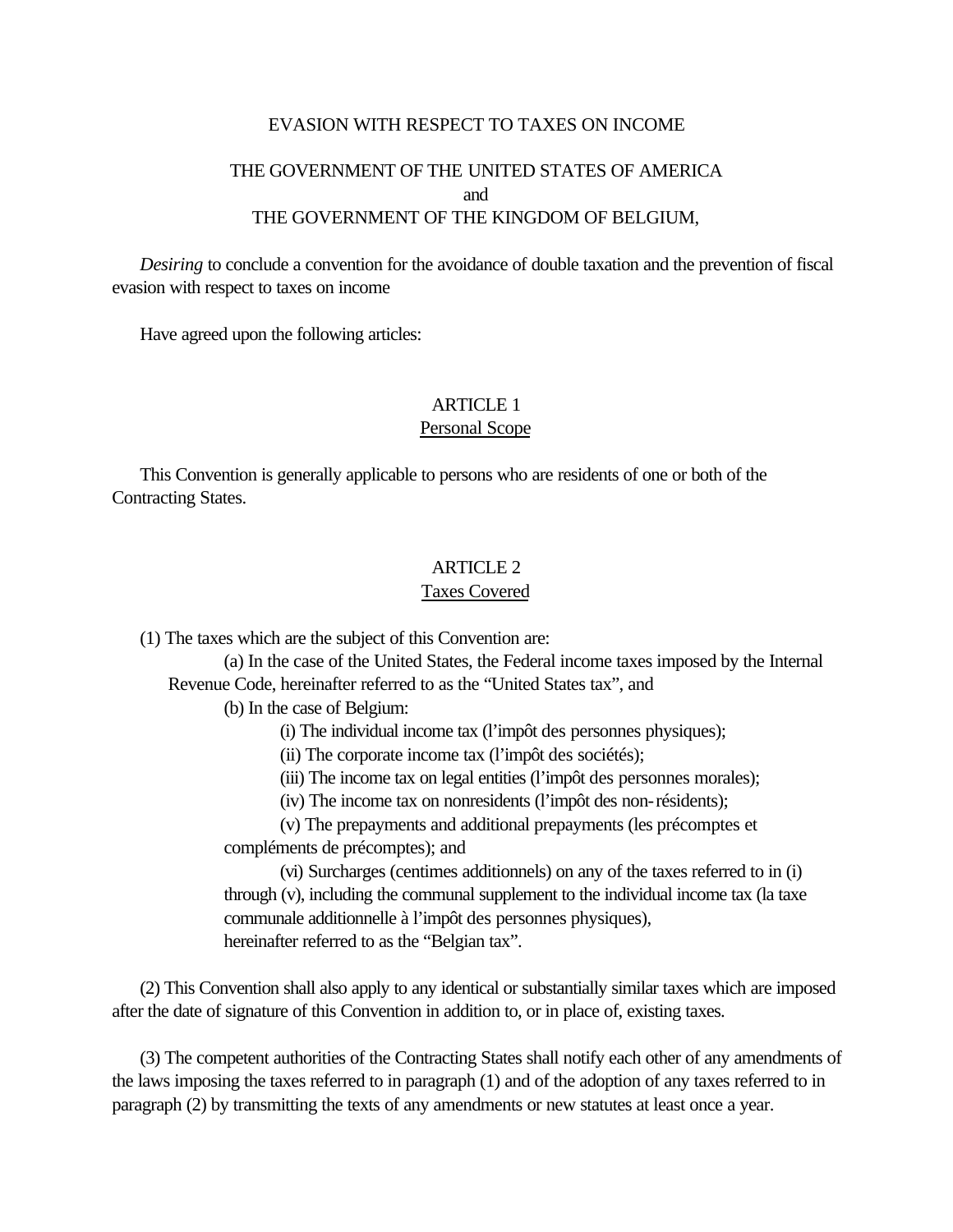EVASION WITH RESPECT TO TAXES ON INCOME

THE GOVERNMENT OF THE UNITED STATES OF AMERICA
and
THE GOVERNMENT OF THE KINGDOM OF BELGIUM,

*Desiring* to conclude a convention for the avoidance of double taxation and the prevention of fiscal evasion with respect to taxes on income

Have agreed upon the following articles:

## ARTICLE 1
Personal Scope

This Convention is generally applicable to persons who are residents of one or both of the Contracting States.

## ARTICLE 2
Taxes Covered

(1) The taxes which are the subject of this Convention are:

(a) In the case of the United States, the Federal income taxes imposed by the Internal Revenue Code, hereinafter referred to as the "United States tax", and

(b) In the case of Belgium:

(i) The individual income tax (l'impôt des personnes physiques);

(ii) The corporate income tax (l'impôt des sociétés);

(iii) The income tax on legal entities (l'impôt des personnes morales);

(iv) The income tax on nonresidents (l'impôt des non-résidents);

(v) The prepayments and additional prepayments (les précomptes et compléments de précomptes); and

(vi) Surcharges (centimes additionnels) on any of the taxes referred to in (i) through (v), including the communal supplement to the individual income tax (la taxe communale additionnelle à l'impôt des personnes physiques),

hereinafter referred to as the "Belgian tax".

(2) This Convention shall also apply to any identical or substantially similar taxes which are imposed after the date of signature of this Convention in addition to, or in place of, existing taxes.

(3) The competent authorities of the Contracting States shall notify each other of any amendments of the laws imposing the taxes referred to in paragraph (1) and of the adoption of any taxes referred to in paragraph (2) by transmitting the texts of any amendments or new statutes at least once a year.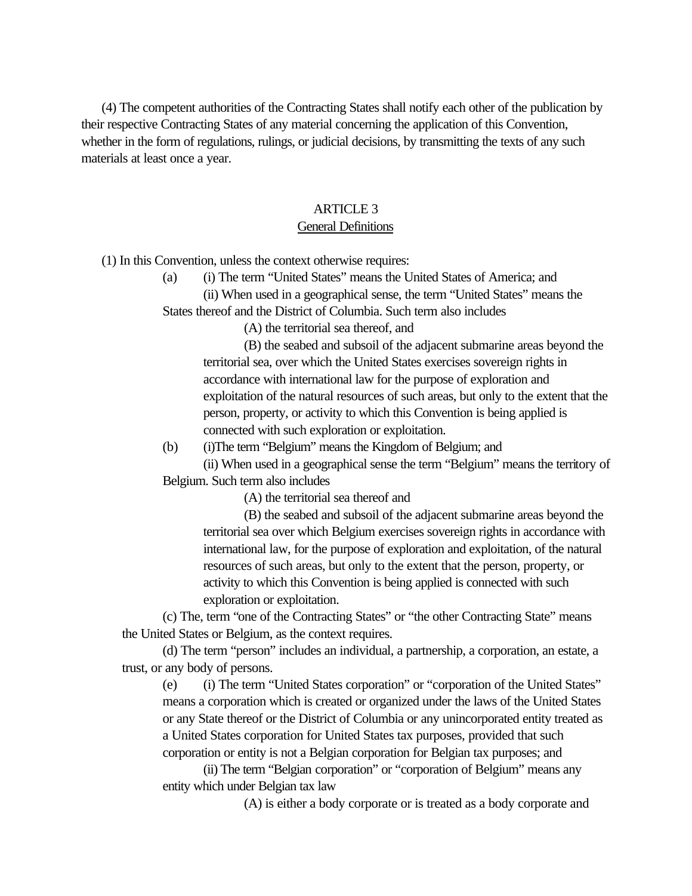(4) The competent authorities of the Contracting States shall notify each other of the publication by their respective Contracting States of any material concerning the application of this Convention, whether in the form of regulations, rulings, or judicial decisions, by transmitting the texts of any such materials at least once a year.

## ARTICLE 3
## General Definitions

(1) In this Convention, unless the context otherwise requires:

(a) (i) The term "United States" means the United States of America; and

(ii) When used in a geographical sense, the term "United States" means the States thereof and the District of Columbia. Such term also includes

(A) the territorial sea thereof, and

(B) the seabed and subsoil of the adjacent submarine areas beyond the territorial sea, over which the United States exercises sovereign rights in accordance with international law for the purpose of exploration and exploitation of the natural resources of such areas, but only to the extent that the person, property, or activity to which this Convention is being applied is connected with such exploration or exploitation.

(b) (i)The term "Belgium" means the Kingdom of Belgium; and

(ii) When used in a geographical sense the term "Belgium" means the territory of Belgium. Such term also includes

(A) the territorial sea thereof and

(B) the seabed and subsoil of the adjacent submarine areas beyond the territorial sea over which Belgium exercises sovereign rights in accordance with international law, for the purpose of exploration and exploitation, of the natural resources of such areas, but only to the extent that the person, property, or activity to which this Convention is being applied is connected with such exploration or exploitation.

(c) The, term "one of the Contracting States" or "the other Contracting State" means the United States or Belgium, as the context requires.

(d) The term "person" includes an individual, a partnership, a corporation, an estate, a trust, or any body of persons.

(e) (i) The term "United States corporation" or "corporation of the United States" means a corporation which is created or organized under the laws of the United States or any State thereof or the District of Columbia or any unincorporated entity treated as a United States corporation for United States tax purposes, provided that such corporation or entity is not a Belgian corporation for Belgian tax purposes; and

(ii) The term "Belgian corporation" or "corporation of Belgium" means any entity which under Belgian tax law

(A) is either a body corporate or is treated as a body corporate and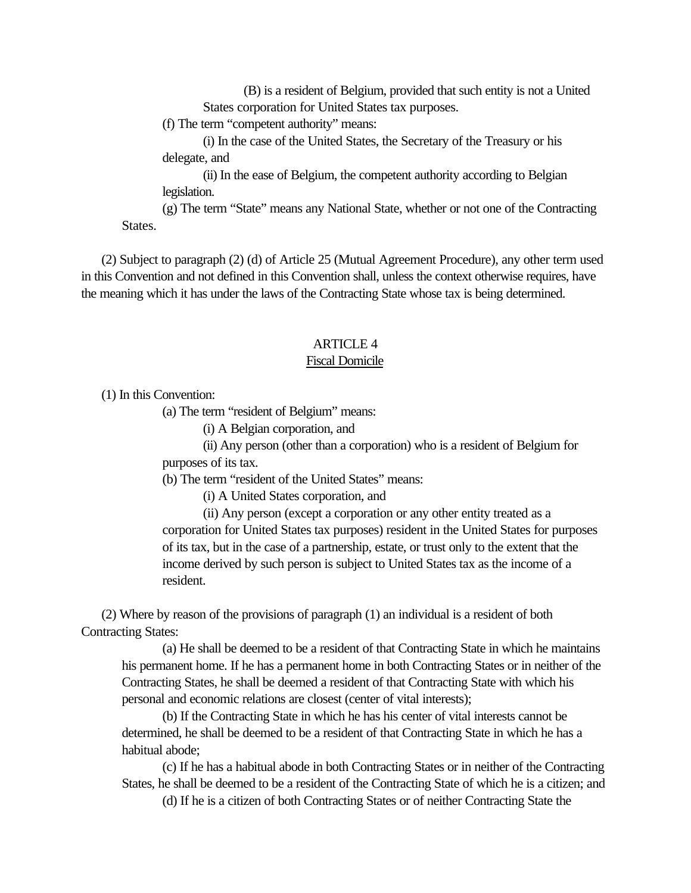(B) is a resident of Belgium, provided that such entity is not a United States corporation for United States tax purposes.

(f) The term "competent authority" means:

(i) In the case of the United States, the Secretary of the Treasury or his delegate, and

(ii) In the ease of Belgium, the competent authority according to Belgian legislation.

(g) The term "State" means any National State, whether or not one of the Contracting States.

(2) Subject to paragraph (2) (d) of Article 25 (Mutual Agreement Procedure), any other term used in this Convention and not defined in this Convention shall, unless the context otherwise requires, have the meaning which it has under the laws of the Contracting State whose tax is being determined.

## ARTICLE 4
## Fiscal Domicile

(1) In this Convention:

(a) The term "resident of Belgium" means:

(i) A Belgian corporation, and

(ii) Any person (other than a corporation) who is a resident of Belgium for purposes of its tax.

(b) The term "resident of the United States" means:

(i) A United States corporation, and

(ii) Any person (except a corporation or any other entity treated as a corporation for United States tax purposes) resident in the United States for purposes of its tax, but in the case of a partnership, estate, or trust only to the extent that the income derived by such person is subject to United States tax as the income of a resident.

(2) Where by reason of the provisions of paragraph (1) an individual is a resident of both Contracting States:

(a) He shall be deemed to be a resident of that Contracting State in which he maintains his permanent home. If he has a permanent home in both Contracting States or in neither of the Contracting States, he shall be deemed a resident of that Contracting State with which his personal and economic relations are closest (center of vital interests);

(b) If the Contracting State in which he has his center of vital interests cannot be determined, he shall be deemed to be a resident of that Contracting State in which he has a habitual abode;

(c) If he has a habitual abode in both Contracting States or in neither of the Contracting States, he shall be deemed to be a resident of the Contracting State of which he is a citizen; and

(d) If he is a citizen of both Contracting States or of neither Contracting State the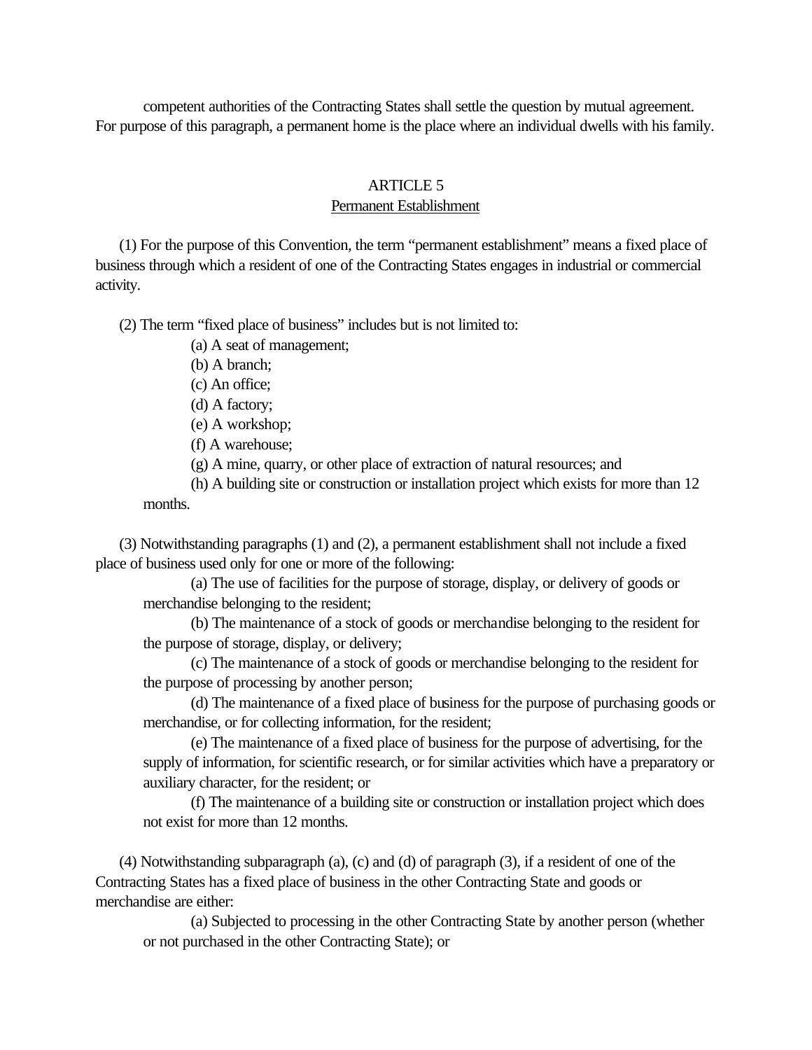competent authorities of the Contracting States shall settle the question by mutual agreement. For purpose of this paragraph, a permanent home is the place where an individual dwells with his family.

## ARTICLE 5
### Permanent Establishment

(1) For the purpose of this Convention, the term "permanent establishment" means a fixed place of business through which a resident of one of the Contracting States engages in industrial or commercial activity.

(2) The term "fixed place of business" includes but is not limited to:

(a) A seat of management;

(b) A branch;

(c) An office;

(d) A factory;

(e) A workshop;

(f) A warehouse;

(g) A mine, quarry, or other place of extraction of natural resources; and

(h) A building site or construction or installation project which exists for more than 12 months.

(3) Notwithstanding paragraphs (1) and (2), a permanent establishment shall not include a fixed place of business used only for one or more of the following:

(a) The use of facilities for the purpose of storage, display, or delivery of goods or merchandise belonging to the resident;

(b) The maintenance of a stock of goods or merchandise belonging to the resident for the purpose of storage, display, or delivery;

(c) The maintenance of a stock of goods or merchandise belonging to the resident for the purpose of processing by another person;

(d) The maintenance of a fixed place of business for the purpose of purchasing goods or merchandise, or for collecting information, for the resident;

(e) The maintenance of a fixed place of business for the purpose of advertising, for the supply of information, for scientific research, or for similar activities which have a preparatory or auxiliary character, for the resident; or

(f) The maintenance of a building site or construction or installation project which does not exist for more than 12 months.

(4) Notwithstanding subparagraph (a), (c) and (d) of paragraph (3), if a resident of one of the Contracting States has a fixed place of business in the other Contracting State and goods or merchandise are either:

(a) Subjected to processing in the other Contracting State by another person (whether or not purchased in the other Contracting State); or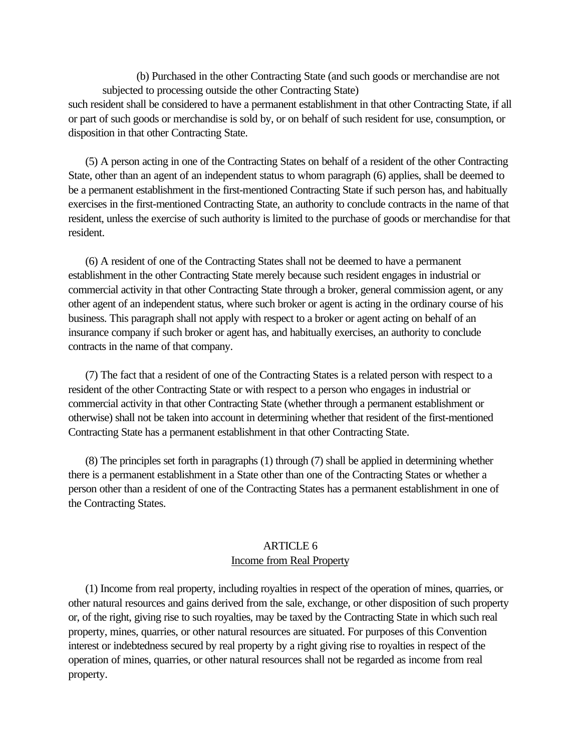(b) Purchased in the other Contracting State (and such goods or merchandise are not subjected to processing outside the other Contracting State)

such resident shall be considered to have a permanent establishment in that other Contracting State, if all or part of such goods or merchandise is sold by, or on behalf of such resident for use, consumption, or disposition in that other Contracting State.

(5) A person acting in one of the Contracting States on behalf of a resident of the other Contracting State, other than an agent of an independent status to whom paragraph (6) applies, shall be deemed to be a permanent establishment in the first-mentioned Contracting State if such person has, and habitually exercises in the first-mentioned Contracting State, an authority to conclude contracts in the name of that resident, unless the exercise of such authority is limited to the purchase of goods or merchandise for that resident.

(6) A resident of one of the Contracting States shall not be deemed to have a permanent establishment in the other Contracting State merely because such resident engages in industrial or commercial activity in that other Contracting State through a broker, general commission agent, or any other agent of an independent status, where such broker or agent is acting in the ordinary course of his business. This paragraph shall not apply with respect to a broker or agent acting on behalf of an insurance company if such broker or agent has, and habitually exercises, an authority to conclude contracts in the name of that company.

(7) The fact that a resident of one of the Contracting States is a related person with respect to a resident of the other Contracting State or with respect to a person who engages in industrial or commercial activity in that other Contracting State (whether through a permanent establishment or otherwise) shall not be taken into account in determining whether that resident of the first-mentioned Contracting State has a permanent establishment in that other Contracting State.

(8) The principles set forth in paragraphs (1) through (7) shall be applied in determining whether there is a permanent establishment in a State other than one of the Contracting States or whether a person other than a resident of one of the Contracting States has a permanent establishment in one of the Contracting States.

## ARTICLE 6
### Income from Real Property

(1) Income from real property, including royalties in respect of the operation of mines, quarries, or other natural resources and gains derived from the sale, exchange, or other disposition of such property or, of the right, giving rise to such royalties, may be taxed by the Contracting State in which such real property, mines, quarries, or other natural resources are situated. For purposes of this Convention interest or indebtedness secured by real property by a right giving rise to royalties in respect of the operation of mines, quarries, or other natural resources shall not be regarded as income from real property.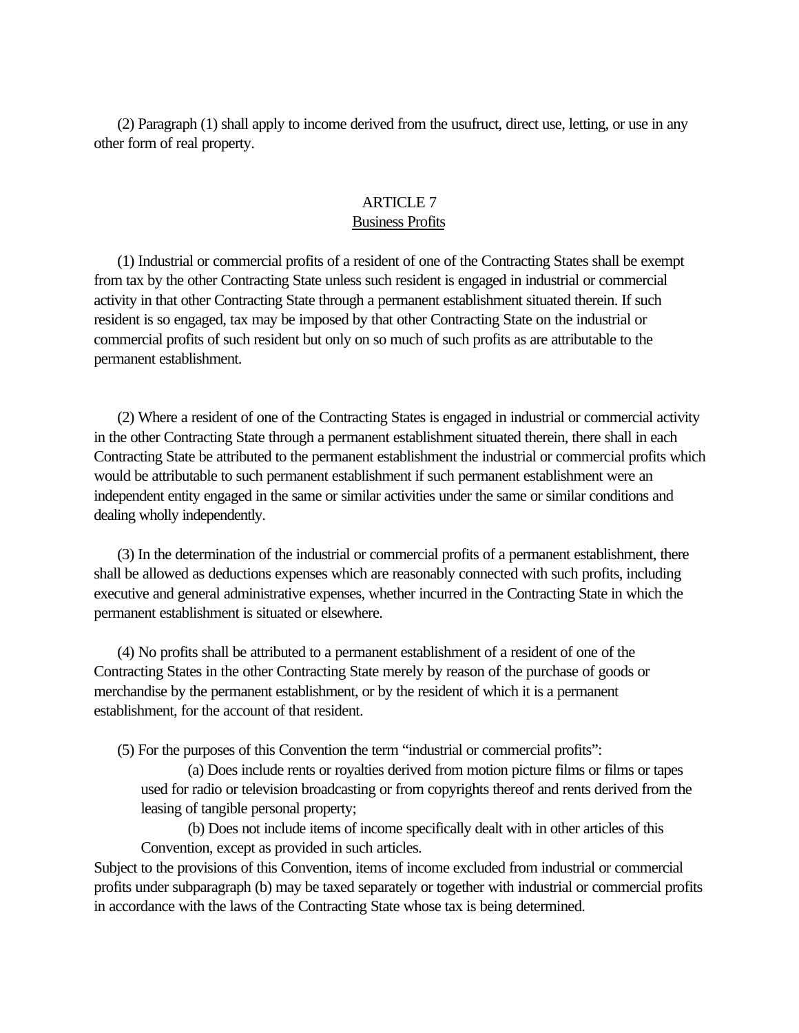(2) Paragraph (1) shall apply to income derived from the usufruct, direct use, letting, or use in any other form of real property.

## ARTICLE 7
## Business Profits

(1) Industrial or commercial profits of a resident of one of the Contracting States shall be exempt from tax by the other Contracting State unless such resident is engaged in industrial or commercial activity in that other Contracting State through a permanent establishment situated therein. If such resident is so engaged, tax may be imposed by that other Contracting State on the industrial or commercial profits of such resident but only on so much of such profits as are attributable to the permanent establishment.

(2) Where a resident of one of the Contracting States is engaged in industrial or commercial activity in the other Contracting State through a permanent establishment situated therein, there shall in each Contracting State be attributed to the permanent establishment the industrial or commercial profits which would be attributable to such permanent establishment if such permanent establishment were an independent entity engaged in the same or similar activities under the same or similar conditions and dealing wholly independently.

(3) In the determination of the industrial or commercial profits of a permanent establishment, there shall be allowed as deductions expenses which are reasonably connected with such profits, including executive and general administrative expenses, whether incurred in the Contracting State in which the permanent establishment is situated or elsewhere.

(4) No profits shall be attributed to a permanent establishment of a resident of one of the Contracting States in the other Contracting State merely by reason of the purchase of goods or merchandise by the permanent establishment, or by the resident of which it is a permanent establishment, for the account of that resident.

(5) For the purposes of this Convention the term "industrial or commercial profits":

(a) Does include rents or royalties derived from motion picture films or films or tapes used for radio or television broadcasting or from copyrights thereof and rents derived from the leasing of tangible personal property;

(b) Does not include items of income specifically dealt with in other articles of this Convention, except as provided in such articles.

Subject to the provisions of this Convention, items of income excluded from industrial or commercial profits under subparagraph (b) may be taxed separately or together with industrial or commercial profits in accordance with the laws of the Contracting State whose tax is being determined.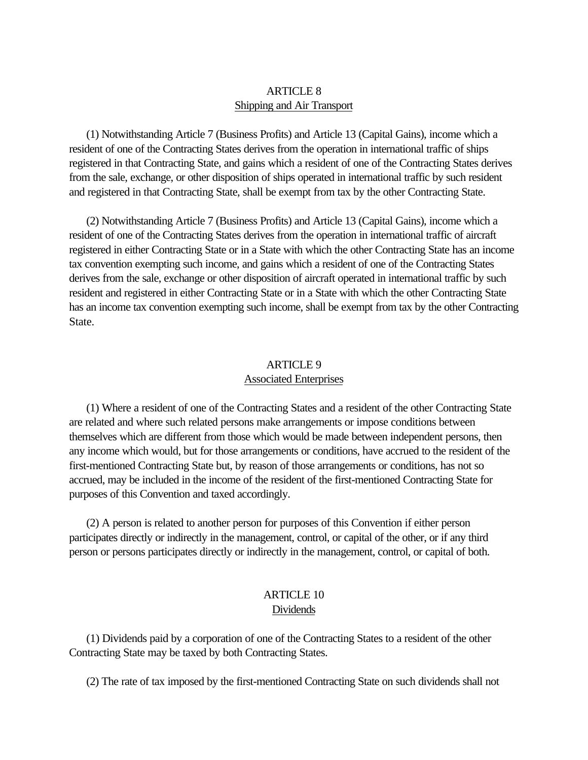## ARTICLE 8

### Shipping and Air Transport

(1) Notwithstanding Article 7 (Business Profits) and Article 13 (Capital Gains), income which a resident of one of the Contracting States derives from the operation in international traffic of ships registered in that Contracting State, and gains which a resident of one of the Contracting States derives from the sale, exchange, or other disposition of ships operated in international traffic by such resident and registered in that Contracting State, shall be exempt from tax by the other Contracting State.

(2) Notwithstanding Article 7 (Business Profits) and Article 13 (Capital Gains), income which a resident of one of the Contracting States derives from the operation in international traffic of aircraft registered in either Contracting State or in a State with which the other Contracting State has an income tax convention exempting such income, and gains which a resident of one of the Contracting States derives from the sale, exchange or other disposition of aircraft operated in international traffic by such resident and registered in either Contracting State or in a State with which the other Contracting State has an income tax convention exempting such income, shall be exempt from tax by the other Contracting State.

## ARTICLE 9

### Associated Enterprises

(1) Where a resident of one of the Contracting States and a resident of the other Contracting State are related and where such related persons make arrangements or impose conditions between themselves which are different from those which would be made between independent persons, then any income which would, but for those arrangements or conditions, have accrued to the resident of the first-mentioned Contracting State but, by reason of those arrangements or conditions, has not so accrued, may be included in the income of the resident of the first-mentioned Contracting State for purposes of this Convention and taxed accordingly.

(2) A person is related to another person for purposes of this Convention if either person participates directly or indirectly in the management, control, or capital of the other, or if any third person or persons participates directly or indirectly in the management, control, or capital of both.

## ARTICLE 10

### Dividends

(1) Dividends paid by a corporation of one of the Contracting States to a resident of the other Contracting State may be taxed by both Contracting States.

(2) The rate of tax imposed by the first-mentioned Contracting State on such dividends shall not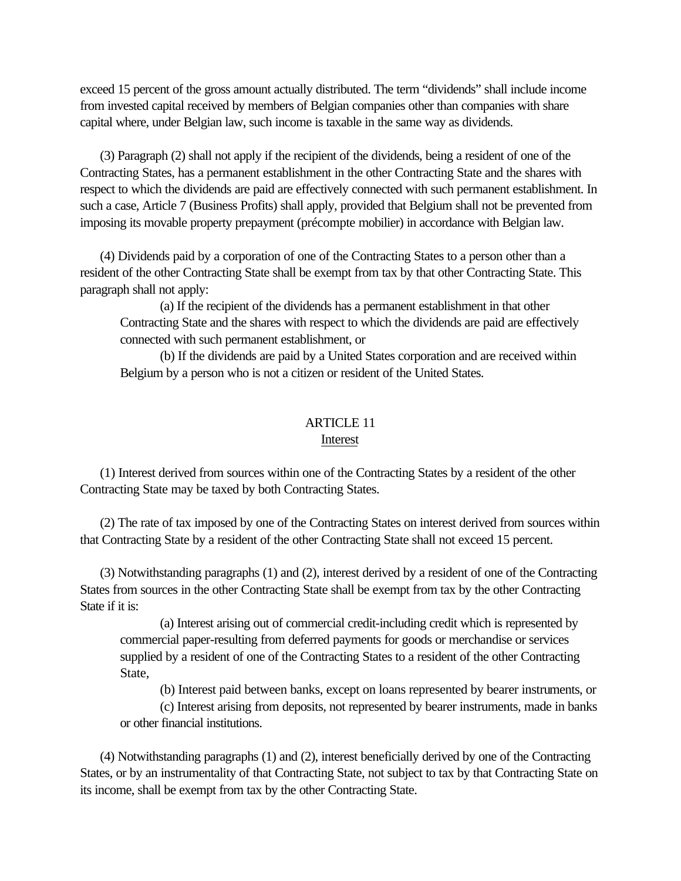exceed 15 percent of the gross amount actually distributed. The term “dividends” shall include income from invested capital received by members of Belgian companies other than companies with share capital where, under Belgian law, such income is taxable in the same way as dividends.

(3) Paragraph (2) shall not apply if the recipient of the dividends, being a resident of one of the Contracting States, has a permanent establishment in the other Contracting State and the shares with respect to which the dividends are paid are effectively connected with such permanent establishment. In such a case, Article 7 (Business Profits) shall apply, provided that Belgium shall not be prevented from imposing its movable property prepayment (précompte mobilier) in accordance with Belgian law.

(4) Dividends paid by a corporation of one of the Contracting States to a person other than a resident of the other Contracting State shall be exempt from tax by that other Contracting State. This paragraph shall not apply:

(a) If the recipient of the dividends has a permanent establishment in that other Contracting State and the shares with respect to which the dividends are paid are effectively connected with such permanent establishment, or

(b) If the dividends are paid by a United States corporation and are received within Belgium by a person who is not a citizen or resident of the United States.

## ARTICLE 11
## Interest

(1) Interest derived from sources within one of the Contracting States by a resident of the other Contracting State may be taxed by both Contracting States.

(2) The rate of tax imposed by one of the Contracting States on interest derived from sources within that Contracting State by a resident of the other Contracting State shall not exceed 15 percent.

(3) Notwithstanding paragraphs (1) and (2), interest derived by a resident of one of the Contracting States from sources in the other Contracting State shall be exempt from tax by the other Contracting State if it is:

(a) Interest arising out of commercial credit-including credit which is represented by commercial paper-resulting from deferred payments for goods or merchandise or services supplied by a resident of one of the Contracting States to a resident of the other Contracting State,

(b) Interest paid between banks, except on loans represented by bearer instruments, or

(c) Interest arising from deposits, not represented by bearer instruments, made in banks or other financial institutions.

(4) Notwithstanding paragraphs (1) and (2), interest beneficially derived by one of the Contracting States, or by an instrumentality of that Contracting State, not subject to tax by that Contracting State on its income, shall be exempt from tax by the other Contracting State.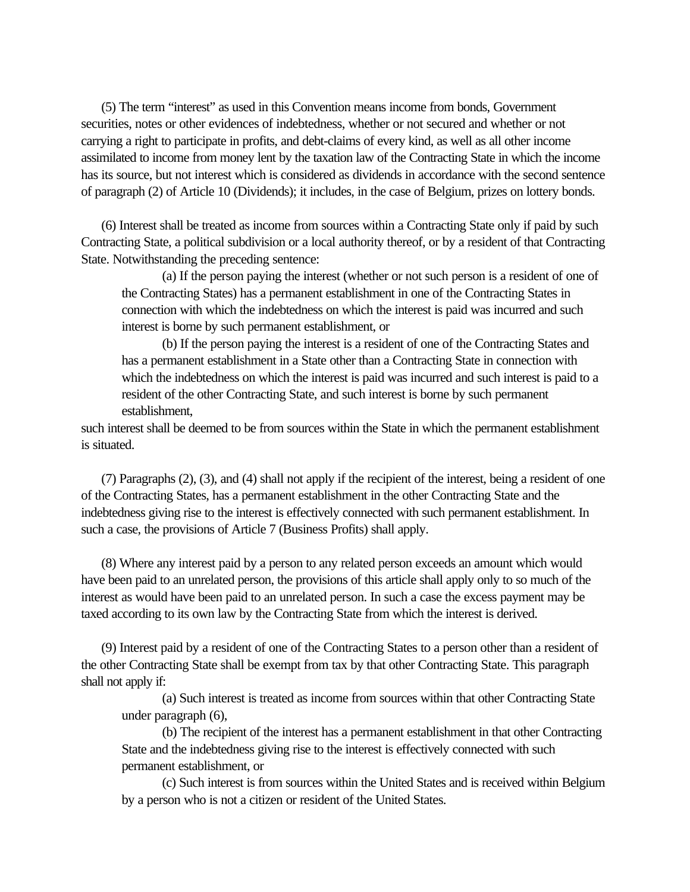(5) The term "interest" as used in this Convention means income from bonds, Government securities, notes or other evidences of indebtedness, whether or not secured and whether or not carrying a right to participate in profits, and debt-claims of every kind, as well as all other income assimilated to income from money lent by the taxation law of the Contracting State in which the income has its source, but not interest which is considered as dividends in accordance with the second sentence of paragraph (2) of Article 10 (Dividends); it includes, in the case of Belgium, prizes on lottery bonds.

(6) Interest shall be treated as income from sources within a Contracting State only if paid by such Contracting State, a political subdivision or a local authority thereof, or by a resident of that Contracting State. Notwithstanding the preceding sentence:

> (a) If the person paying the interest (whether or not such person is a resident of one of the Contracting States) has a permanent establishment in one of the Contracting States in connection with which the indebtedness on which the interest is paid was incurred and such interest is borne by such permanent establishment, or
>
> (b) If the person paying the interest is a resident of one of the Contracting States and has a permanent establishment in a State other than a Contracting State in connection with which the indebtedness on which the interest is paid was incurred and such interest is paid to a resident of the other Contracting State, and such interest is borne by such permanent establishment,

such interest shall be deemed to be from sources within the State in which the permanent establishment is situated.

(7) Paragraphs (2), (3), and (4) shall not apply if the recipient of the interest, being a resident of one of the Contracting States, has a permanent establishment in the other Contracting State and the indebtedness giving rise to the interest is effectively connected with such permanent establishment. In such a case, the provisions of Article 7 (Business Profits) shall apply.

(8) Where any interest paid by a person to any related person exceeds an amount which would have been paid to an unrelated person, the provisions of this article shall apply only to so much of the interest as would have been paid to an unrelated person. In such a case the excess payment may be taxed according to its own law by the Contracting State from which the interest is derived.

(9) Interest paid by a resident of one of the Contracting States to a person other than a resident of the other Contracting State shall be exempt from tax by that other Contracting State. This paragraph shall not apply if:

> (a) Such interest is treated as income from sources within that other Contracting State under paragraph (6),
>
> (b) The recipient of the interest has a permanent establishment in that other Contracting State and the indebtedness giving rise to the interest is effectively connected with such permanent establishment, or
>
> (c) Such interest is from sources within the United States and is received within Belgium by a person who is not a citizen or resident of the United States.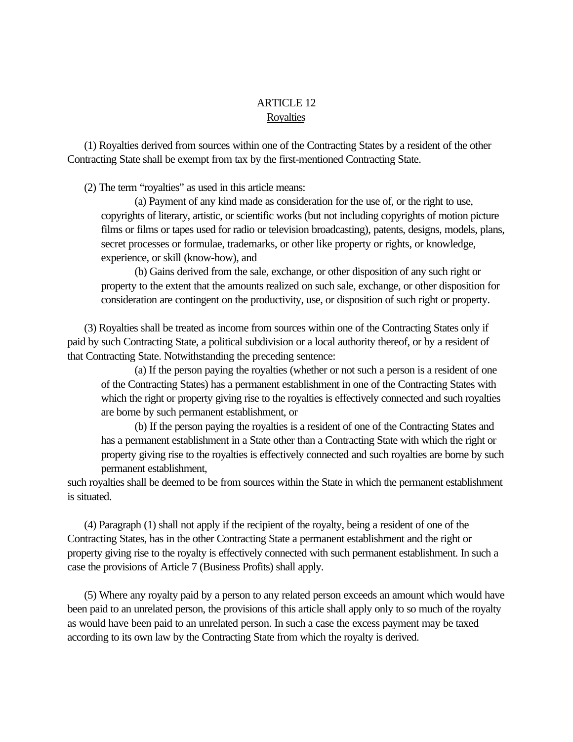# ARTICLE 12
## Royalties

(1) Royalties derived from sources within one of the Contracting States by a resident of the other Contracting State shall be exempt from tax by the first-mentioned Contracting State.

(2) The term "royalties" as used in this article means:

(a) Payment of any kind made as consideration for the use of, or the right to use, copyrights of literary, artistic, or scientific works (but not including copyrights of motion picture films or films or tapes used for radio or television broadcasting), patents, designs, models, plans, secret processes or formulae, trademarks, or other like property or rights, or knowledge, experience, or skill (know-how), and

(b) Gains derived from the sale, exchange, or other disposition of any such right or property to the extent that the amounts realized on such sale, exchange, or other disposition for consideration are contingent on the productivity, use, or disposition of such right or property.

(3) Royalties shall be treated as income from sources within one of the Contracting States only if paid by such Contracting State, a political subdivision or a local authority thereof, or by a resident of that Contracting State. Notwithstanding the preceding sentence:

(a) If the person paying the royalties (whether or not such a person is a resident of one of the Contracting States) has a permanent establishment in one of the Contracting States with which the right or property giving rise to the royalties is effectively connected and such royalties are borne by such permanent establishment, or

(b) If the person paying the royalties is a resident of one of the Contracting States and has a permanent establishment in a State other than a Contracting State with which the right or property giving rise to the royalties is effectively connected and such royalties are borne by such permanent establishment,

such royalties shall be deemed to be from sources within the State in which the permanent establishment is situated.

(4) Paragraph (1) shall not apply if the recipient of the royalty, being a resident of one of the Contracting States, has in the other Contracting State a permanent establishment and the right or property giving rise to the royalty is effectively connected with such permanent establishment. In such a case the provisions of Article 7 (Business Profits) shall apply.

(5) Where any royalty paid by a person to any related person exceeds an amount which would have been paid to an unrelated person, the provisions of this article shall apply only to so much of the royalty as would have been paid to an unrelated person. In such a case the excess payment may be taxed according to its own law by the Contracting State from which the royalty is derived.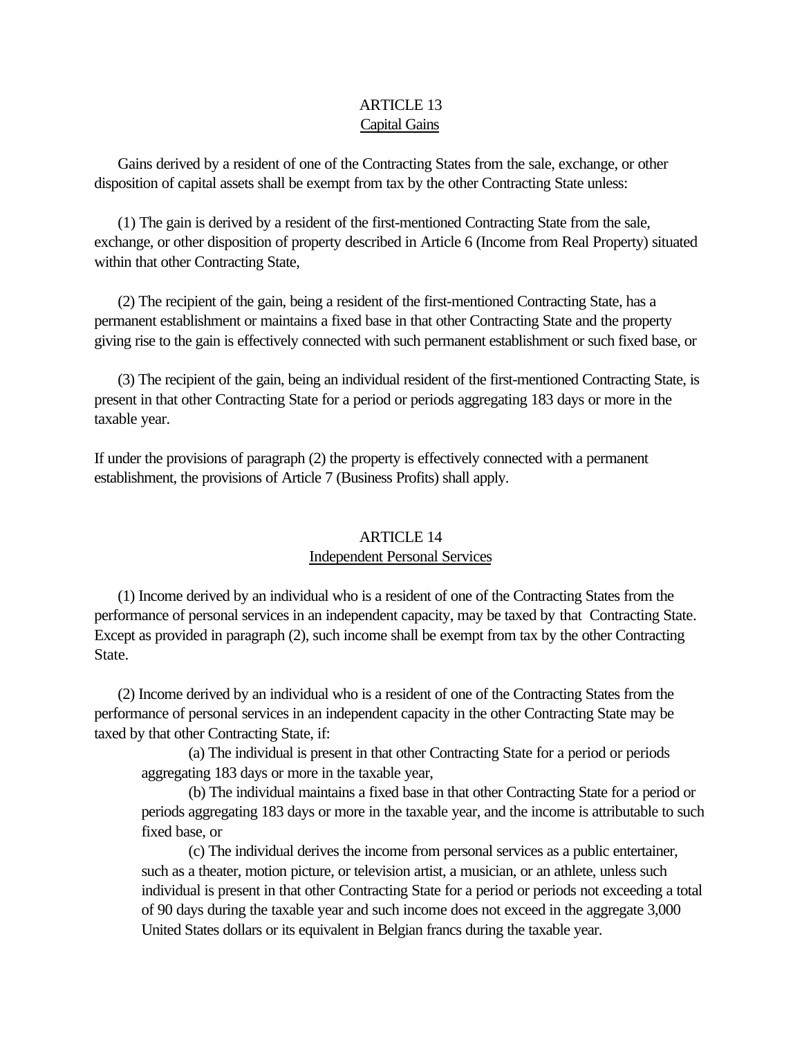## ARTICLE 13
## Capital Gains

Gains derived by a resident of one of the Contracting States from the sale, exchange, or other disposition of capital assets shall be exempt from tax by the other Contracting State unless:

(1) The gain is derived by a resident of the first-mentioned Contracting State from the sale, exchange, or other disposition of property described in Article 6 (Income from Real Property) situated within that other Contracting State,

(2) The recipient of the gain, being a resident of the first-mentioned Contracting State, has a permanent establishment or maintains a fixed base in that other Contracting State and the property giving rise to the gain is effectively connected with such permanent establishment or such fixed base, or

(3) The recipient of the gain, being an individual resident of the first-mentioned Contracting State, is present in that other Contracting State for a period or periods aggregating 183 days or more in the taxable year.

If under the provisions of paragraph (2) the property is effectively connected with a permanent establishment, the provisions of Article 7 (Business Profits) shall apply.

## ARTICLE 14
## Independent Personal Services

(1) Income derived by an individual who is a resident of one of the Contracting States from the performance of personal services in an independent capacity, may be taxed by that Contracting State. Except as provided in paragraph (2), such income shall be exempt from tax by the other Contracting State.

(2) Income derived by an individual who is a resident of one of the Contracting States from the performance of personal services in an independent capacity in the other Contracting State may be taxed by that other Contracting State, if:

(a) The individual is present in that other Contracting State for a period or periods aggregating 183 days or more in the taxable year,

(b) The individual maintains a fixed base in that other Contracting State for a period or periods aggregating 183 days or more in the taxable year, and the income is attributable to such fixed base, or

(c) The individual derives the income from personal services as a public entertainer, such as a theater, motion picture, or television artist, a musician, or an athlete, unless such individual is present in that other Contracting State for a period or periods not exceeding a total of 90 days during the taxable year and such income does not exceed in the aggregate 3,000 United States dollars or its equivalent in Belgian francs during the taxable year.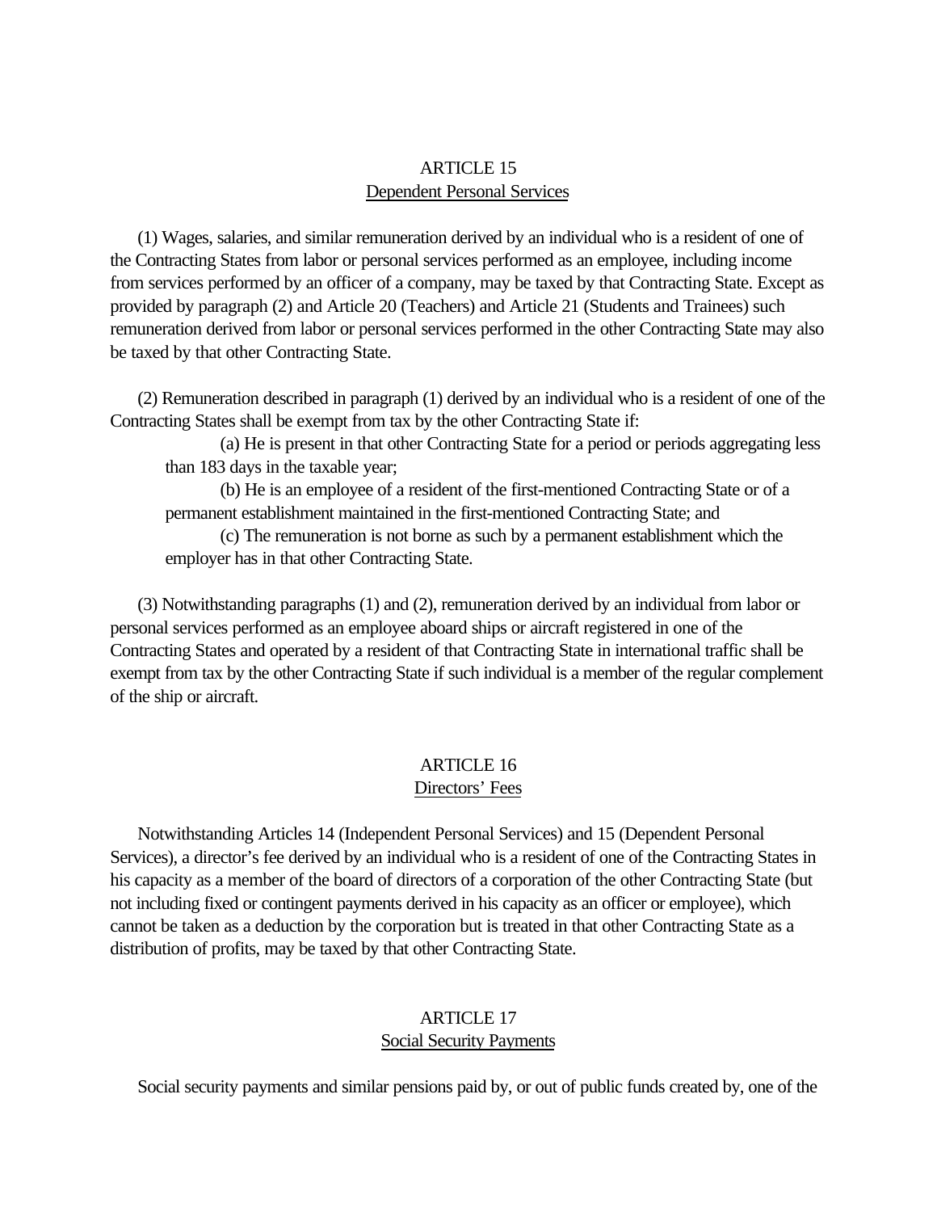## ARTICLE 15
## Dependent Personal Services

(1) Wages, salaries, and similar remuneration derived by an individual who is a resident of one of the Contracting States from labor or personal services performed as an employee, including income from services performed by an officer of a company, may be taxed by that Contracting State. Except as provided by paragraph (2) and Article 20 (Teachers) and Article 21 (Students and Trainees) such remuneration derived from labor or personal services performed in the other Contracting State may also be taxed by that other Contracting State.

(2) Remuneration described in paragraph (1) derived by an individual who is a resident of one of the Contracting States shall be exempt from tax by the other Contracting State if:

(a) He is present in that other Contracting State for a period or periods aggregating less than 183 days in the taxable year;

(b) He is an employee of a resident of the first-mentioned Contracting State or of a permanent establishment maintained in the first-mentioned Contracting State; and

(c) The remuneration is not borne as such by a permanent establishment which the employer has in that other Contracting State.

(3) Notwithstanding paragraphs (1) and (2), remuneration derived by an individual from labor or personal services performed as an employee aboard ships or aircraft registered in one of the Contracting States and operated by a resident of that Contracting State in international traffic shall be exempt from tax by the other Contracting State if such individual is a member of the regular complement of the ship or aircraft.

## ARTICLE 16
## Directors' Fees

Notwithstanding Articles 14 (Independent Personal Services) and 15 (Dependent Personal Services), a director's fee derived by an individual who is a resident of one of the Contracting States in his capacity as a member of the board of directors of a corporation of the other Contracting State (but not including fixed or contingent payments derived in his capacity as an officer or employee), which cannot be taken as a deduction by the corporation but is treated in that other Contracting State as a distribution of profits, may be taxed by that other Contracting State.

## ARTICLE 17
## Social Security Payments

Social security payments and similar pensions paid by, or out of public funds created by, one of the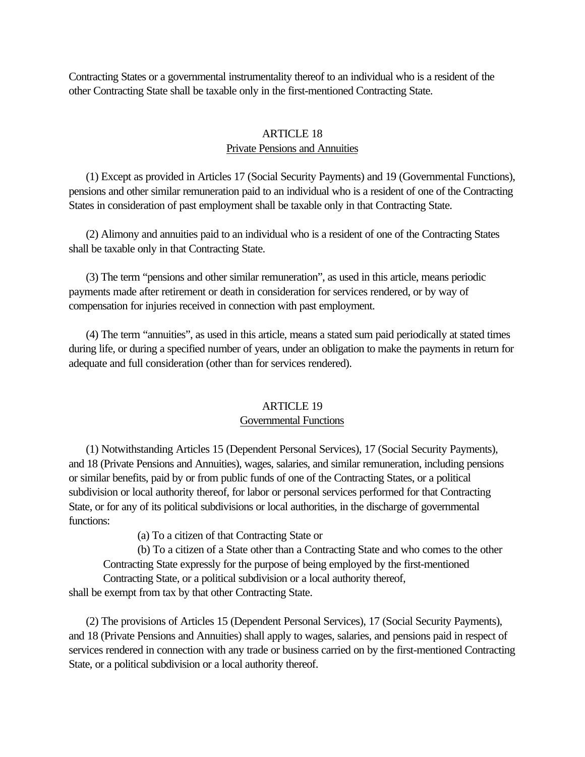Contracting States or a governmental instrumentality thereof to an individual who is a resident of the other Contracting State shall be taxable only in the first-mentioned Contracting State.

## ARTICLE 18
## Private Pensions and Annuities

(1) Except as provided in Articles 17 (Social Security Payments) and 19 (Governmental Functions), pensions and other similar remuneration paid to an individual who is a resident of one of the Contracting States in consideration of past employment shall be taxable only in that Contracting State.

(2) Alimony and annuities paid to an individual who is a resident of one of the Contracting States shall be taxable only in that Contracting State.

(3) The term "pensions and other similar remuneration", as used in this article, means periodic payments made after retirement or death in consideration for services rendered, or by way of compensation for injuries received in connection with past employment.

(4) The term "annuities", as used in this article, means a stated sum paid periodically at stated times during life, or during a specified number of years, under an obligation to make the payments in return for adequate and full consideration (other than for services rendered).

## ARTICLE 19
## Governmental Functions

(1) Notwithstanding Articles 15 (Dependent Personal Services), 17 (Social Security Payments), and 18 (Private Pensions and Annuities), wages, salaries, and similar remuneration, including pensions or similar benefits, paid by or from public funds of one of the Contracting States, or a political subdivision or local authority thereof, for labor or personal services performed for that Contracting State, or for any of its political subdivisions or local authorities, in the discharge of governmental functions:

(a) To a citizen of that Contracting State or

(b) To a citizen of a State other than a Contracting State and who comes to the other Contracting State expressly for the purpose of being employed by the first-mentioned Contracting State, or a political subdivision or a local authority thereof,

shall be exempt from tax by that other Contracting State.

(2) The provisions of Articles 15 (Dependent Personal Services), 17 (Social Security Payments), and 18 (Private Pensions and Annuities) shall apply to wages, salaries, and pensions paid in respect of services rendered in connection with any trade or business carried on by the first-mentioned Contracting State, or a political subdivision or a local authority thereof.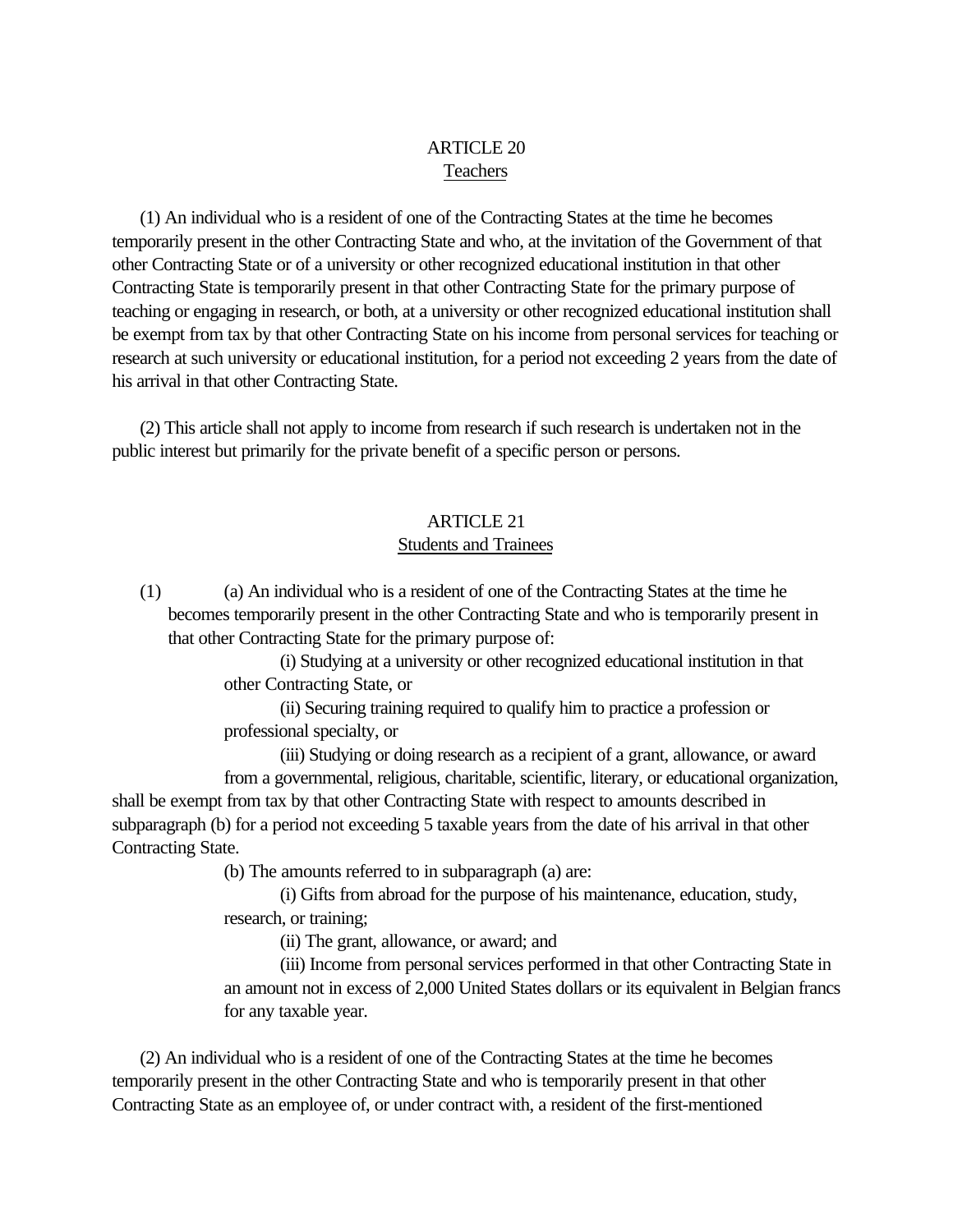## ARTICLE 20
### Teachers

(1) An individual who is a resident of one of the Contracting States at the time he becomes temporarily present in the other Contracting State and who, at the invitation of the Government of that other Contracting State or of a university or other recognized educational institution in that other Contracting State is temporarily present in that other Contracting State for the primary purpose of teaching or engaging in research, or both, at a university or other recognized educational institution shall be exempt from tax by that other Contracting State on his income from personal services for teaching or research at such university or educational institution, for a period not exceeding 2 years from the date of his arrival in that other Contracting State.

(2) This article shall not apply to income from research if such research is undertaken not in the public interest but primarily for the private benefit of a specific person or persons.

## ARTICLE 21
### Students and Trainees

(1) (a) An individual who is a resident of one of the Contracting States at the time he becomes temporarily present in the other Contracting State and who is temporarily present in that other Contracting State for the primary purpose of:

(i) Studying at a university or other recognized educational institution in that other Contracting State, or

(ii) Securing training required to qualify him to practice a profession or professional specialty, or

(iii) Studying or doing research as a recipient of a grant, allowance, or award from a governmental, religious, charitable, scientific, literary, or educational organization,

shall be exempt from tax by that other Contracting State with respect to amounts described in subparagraph (b) for a period not exceeding 5 taxable years from the date of his arrival in that other Contracting State.

(b) The amounts referred to in subparagraph (a) are:

(i) Gifts from abroad for the purpose of his maintenance, education, study, research, or training;

(ii) The grant, allowance, or award; and

(iii) Income from personal services performed in that other Contracting State in an amount not in excess of 2,000 United States dollars or its equivalent in Belgian francs for any taxable year.

(2) An individual who is a resident of one of the Contracting States at the time he becomes temporarily present in the other Contracting State and who is temporarily present in that other Contracting State as an employee of, or under contract with, a resident of the first-mentioned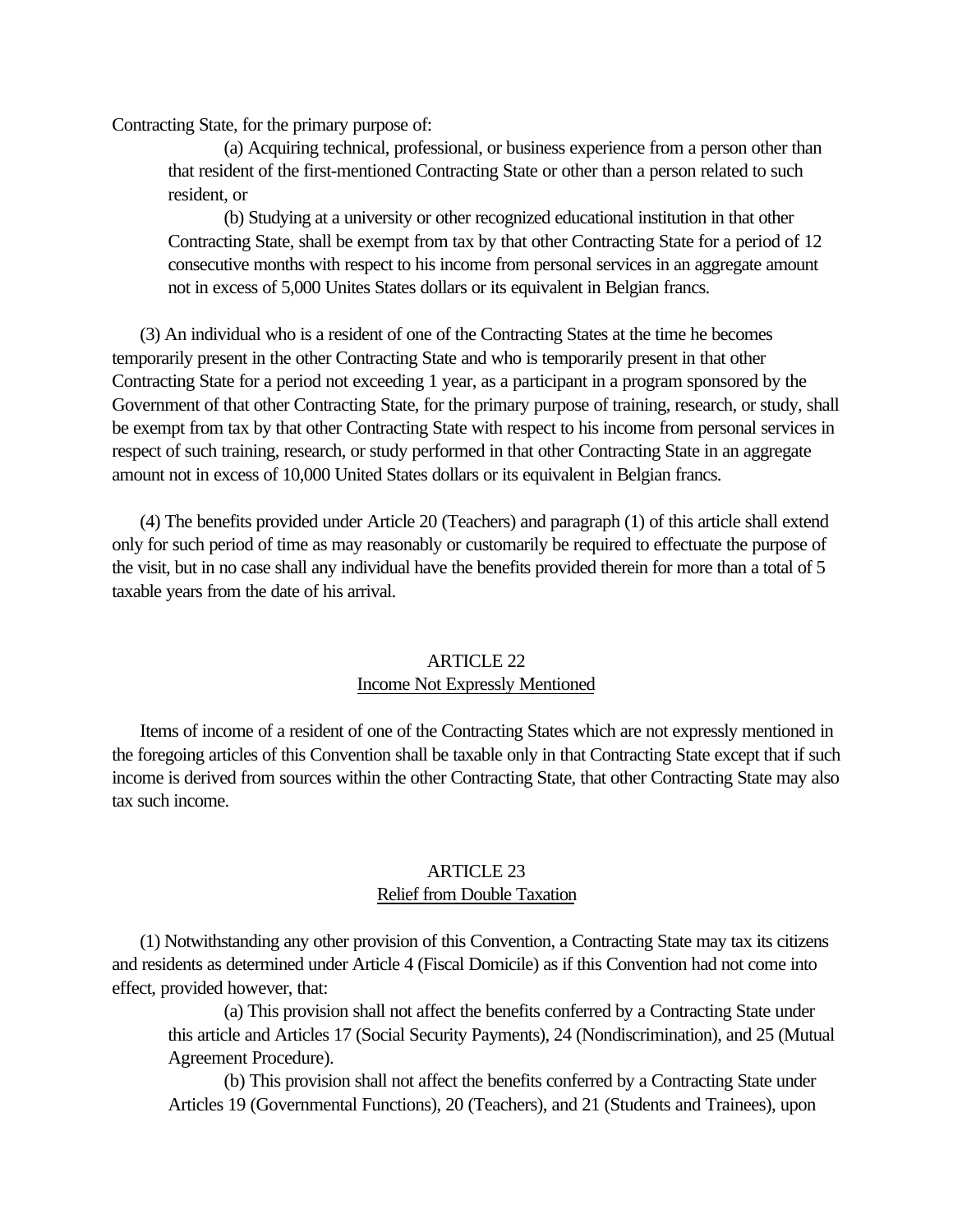Contracting State, for the primary purpose of:

(a) Acquiring technical, professional, or business experience from a person other than that resident of the first-mentioned Contracting State or other than a person related to such resident, or

(b) Studying at a university or other recognized educational institution in that other Contracting State, shall be exempt from tax by that other Contracting State for a period of 12 consecutive months with respect to his income from personal services in an aggregate amount not in excess of 5,000 Unites States dollars or its equivalent in Belgian francs.

(3) An individual who is a resident of one of the Contracting States at the time he becomes temporarily present in the other Contracting State and who is temporarily present in that other Contracting State for a period not exceeding 1 year, as a participant in a program sponsored by the Government of that other Contracting State, for the primary purpose of training, research, or study, shall be exempt from tax by that other Contracting State with respect to his income from personal services in respect of such training, research, or study performed in that other Contracting State in an aggregate amount not in excess of 10,000 United States dollars or its equivalent in Belgian francs.

(4) The benefits provided under Article 20 (Teachers) and paragraph (1) of this article shall extend only for such period of time as may reasonably or customarily be required to effectuate the purpose of the visit, but in no case shall any individual have the benefits provided therein for more than a total of 5 taxable years from the date of his arrival.

## ARTICLE 22
## Income Not Expressly Mentioned

Items of income of a resident of one of the Contracting States which are not expressly mentioned in the foregoing articles of this Convention shall be taxable only in that Contracting State except that if such income is derived from sources within the other Contracting State, that other Contracting State may also tax such income.

## ARTICLE 23
## Relief from Double Taxation

(1) Notwithstanding any other provision of this Convention, a Contracting State may tax its citizens and residents as determined under Article 4 (Fiscal Domicile) as if this Convention had not come into effect, provided however, that:

(a) This provision shall not affect the benefits conferred by a Contracting State under this article and Articles 17 (Social Security Payments), 24 (Nondiscrimination), and 25 (Mutual Agreement Procedure).

(b) This provision shall not affect the benefits conferred by a Contracting State under Articles 19 (Governmental Functions), 20 (Teachers), and 21 (Students and Trainees), upon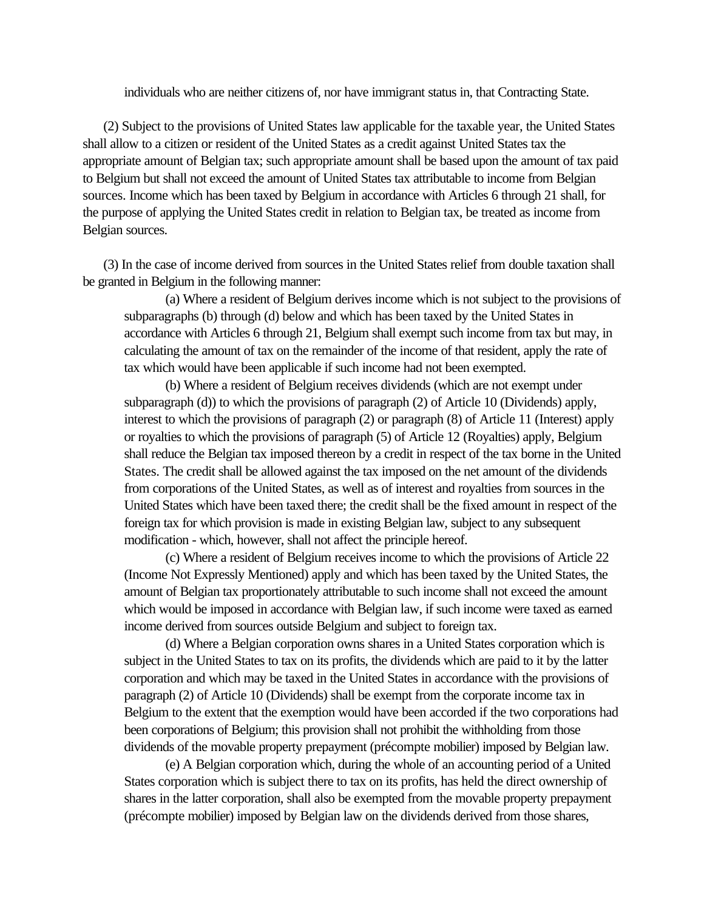individuals who are neither citizens of, nor have immigrant status in, that Contracting State.

(2) Subject to the provisions of United States law applicable for the taxable year, the United States shall allow to a citizen or resident of the United States as a credit against United States tax the appropriate amount of Belgian tax; such appropriate amount shall be based upon the amount of tax paid to Belgium but shall not exceed the amount of United States tax attributable to income from Belgian sources. Income which has been taxed by Belgium in accordance with Articles 6 through 21 shall, for the purpose of applying the United States credit in relation to Belgian tax, be treated as income from Belgian sources.

(3) In the case of income derived from sources in the United States relief from double taxation shall be granted in Belgium in the following manner:

(a) Where a resident of Belgium derives income which is not subject to the provisions of subparagraphs (b) through (d) below and which has been taxed by the United States in accordance with Articles 6 through 21, Belgium shall exempt such income from tax but may, in calculating the amount of tax on the remainder of the income of that resident, apply the rate of tax which would have been applicable if such income had not been exempted.

(b) Where a resident of Belgium receives dividends (which are not exempt under subparagraph (d)) to which the provisions of paragraph (2) of Article 10 (Dividends) apply, interest to which the provisions of paragraph (2) or paragraph (8) of Article 11 (Interest) apply or royalties to which the provisions of paragraph (5) of Article 12 (Royalties) apply, Belgium shall reduce the Belgian tax imposed thereon by a credit in respect of the tax borne in the United States. The credit shall be allowed against the tax imposed on the net amount of the dividends from corporations of the United States, as well as of interest and royalties from sources in the United States which have been taxed there; the credit shall be the fixed amount in respect of the foreign tax for which provision is made in existing Belgian law, subject to any subsequent modification - which, however, shall not affect the principle hereof.

(c) Where a resident of Belgium receives income to which the provisions of Article 22 (Income Not Expressly Mentioned) apply and which has been taxed by the United States, the amount of Belgian tax proportionately attributable to such income shall not exceed the amount which would be imposed in accordance with Belgian law, if such income were taxed as earned income derived from sources outside Belgium and subject to foreign tax.

(d) Where a Belgian corporation owns shares in a United States corporation which is subject in the United States to tax on its profits, the dividends which are paid to it by the latter corporation and which may be taxed in the United States in accordance with the provisions of paragraph (2) of Article 10 (Dividends) shall be exempt from the corporate income tax in Belgium to the extent that the exemption would have been accorded if the two corporations had been corporations of Belgium; this provision shall not prohibit the withholding from those dividends of the movable property prepayment (précompte mobilier) imposed by Belgian law.

(e) A Belgian corporation which, during the whole of an accounting period of a United States corporation which is subject there to tax on its profits, has held the direct ownership of shares in the latter corporation, shall also be exempted from the movable property prepayment (précompte mobilier) imposed by Belgian law on the dividends derived from those shares,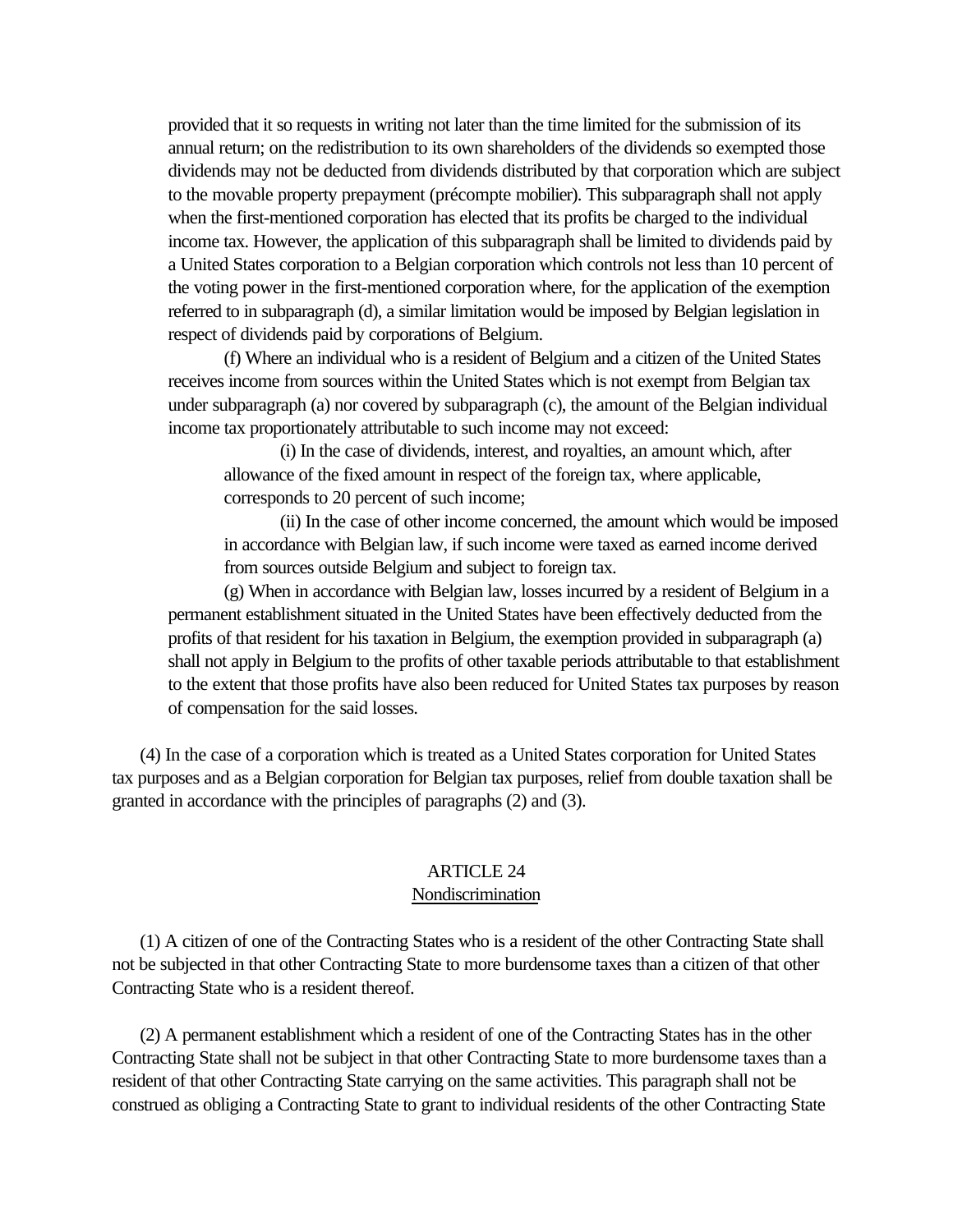provided that it so requests in writing not later than the time limited for the submission of its annual return; on the redistribution to its own shareholders of the dividends so exempted those dividends may not be deducted from dividends distributed by that corporation which are subject to the movable property prepayment (précompte mobilier). This subparagraph shall not apply when the first-mentioned corporation has elected that its profits be charged to the individual income tax. However, the application of this subparagraph shall be limited to dividends paid by a United States corporation to a Belgian corporation which controls not less than 10 percent of the voting power in the first-mentioned corporation where, for the application of the exemption referred to in subparagraph (d), a similar limitation would be imposed by Belgian legislation in respect of dividends paid by corporations of Belgium.

(f) Where an individual who is a resident of Belgium and a citizen of the United States receives income from sources within the United States which is not exempt from Belgian tax under subparagraph (a) nor covered by subparagraph (c), the amount of the Belgian individual income tax proportionately attributable to such income may not exceed:

(i) In the case of dividends, interest, and royalties, an amount which, after allowance of the fixed amount in respect of the foreign tax, where applicable, corresponds to 20 percent of such income;

(ii) In the case of other income concerned, the amount which would be imposed in accordance with Belgian law, if such income were taxed as earned income derived from sources outside Belgium and subject to foreign tax.

(g) When in accordance with Belgian law, losses incurred by a resident of Belgium in a permanent establishment situated in the United States have been effectively deducted from the profits of that resident for his taxation in Belgium, the exemption provided in subparagraph (a) shall not apply in Belgium to the profits of other taxable periods attributable to that establishment to the extent that those profits have also been reduced for United States tax purposes by reason of compensation for the said losses.

(4) In the case of a corporation which is treated as a United States corporation for United States tax purposes and as a Belgian corporation for Belgian tax purposes, relief from double taxation shall be granted in accordance with the principles of paragraphs (2) and (3).

## ARTICLE 24
### Nondiscrimination

(1) A citizen of one of the Contracting States who is a resident of the other Contracting State shall not be subjected in that other Contracting State to more burdensome taxes than a citizen of that other Contracting State who is a resident thereof.

(2) A permanent establishment which a resident of one of the Contracting States has in the other Contracting State shall not be subject in that other Contracting State to more burdensome taxes than a resident of that other Contracting State carrying on the same activities. This paragraph shall not be construed as obliging a Contracting State to grant to individual residents of the other Contracting State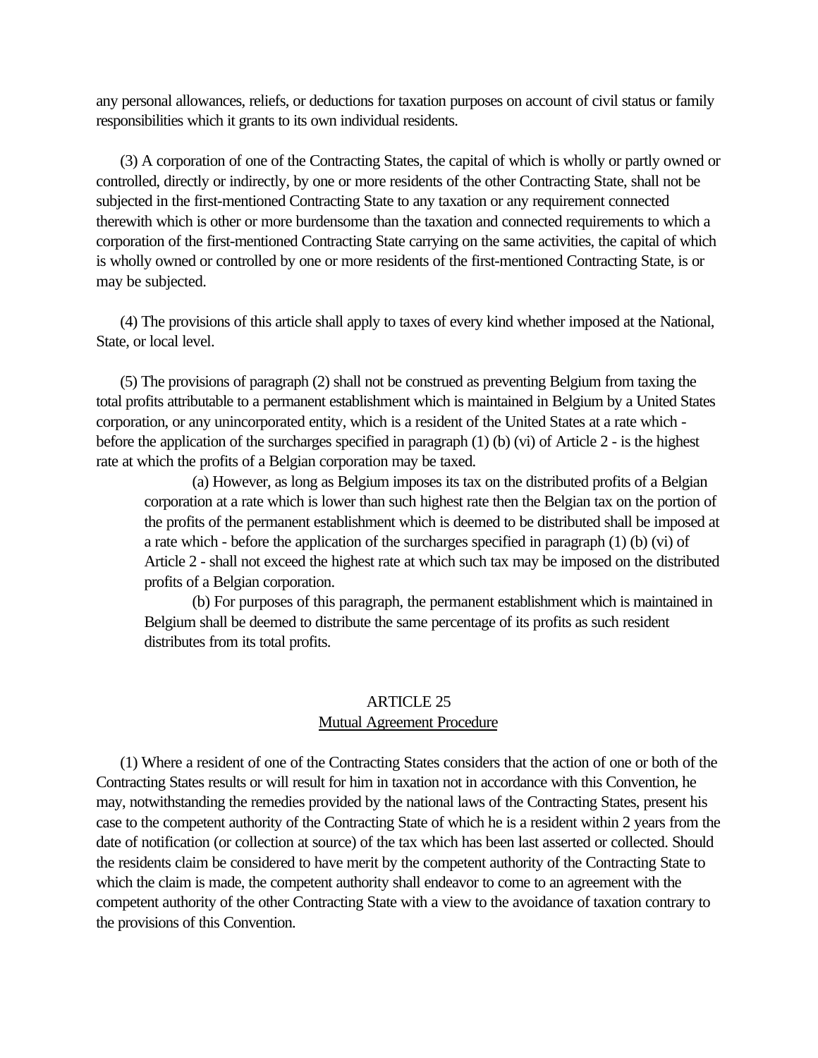any personal allowances, reliefs, or deductions for taxation purposes on account of civil status or family responsibilities which it grants to its own individual residents.

(3) A corporation of one of the Contracting States, the capital of which is wholly or partly owned or controlled, directly or indirectly, by one or more residents of the other Contracting State, shall not be subjected in the first-mentioned Contracting State to any taxation or any requirement connected therewith which is other or more burdensome than the taxation and connected requirements to which a corporation of the first-mentioned Contracting State carrying on the same activities, the capital of which is wholly owned or controlled by one or more residents of the first-mentioned Contracting State, is or may be subjected.

(4) The provisions of this article shall apply to taxes of every kind whether imposed at the National, State, or local level.

(5) The provisions of paragraph (2) shall not be construed as preventing Belgium from taxing the total profits attributable to a permanent establishment which is maintained in Belgium by a United States corporation, or any unincorporated entity, which is a resident of the United States at a rate which - before the application of the surcharges specified in paragraph (1) (b) (vi) of Article 2 - is the highest rate at which the profits of a Belgian corporation may be taxed.

(a) However, as long as Belgium imposes its tax on the distributed profits of a Belgian corporation at a rate which is lower than such highest rate then the Belgian tax on the portion of the profits of the permanent establishment which is deemed to be distributed shall be imposed at a rate which - before the application of the surcharges specified in paragraph (1) (b) (vi) of Article 2 - shall not exceed the highest rate at which such tax may be imposed on the distributed profits of a Belgian corporation.

(b) For purposes of this paragraph, the permanent establishment which is maintained in Belgium shall be deemed to distribute the same percentage of its profits as such resident distributes from its total profits.

## ARTICLE 25
## Mutual Agreement Procedure

(1) Where a resident of one of the Contracting States considers that the action of one or both of the Contracting States results or will result for him in taxation not in accordance with this Convention, he may, notwithstanding the remedies provided by the national laws of the Contracting States, present his case to the competent authority of the Contracting State of which he is a resident within 2 years from the date of notification (or collection at source) of the tax which has been last asserted or collected. Should the residents claim be considered to have merit by the competent authority of the Contracting State to which the claim is made, the competent authority shall endeavor to come to an agreement with the competent authority of the other Contracting State with a view to the avoidance of taxation contrary to the provisions of this Convention.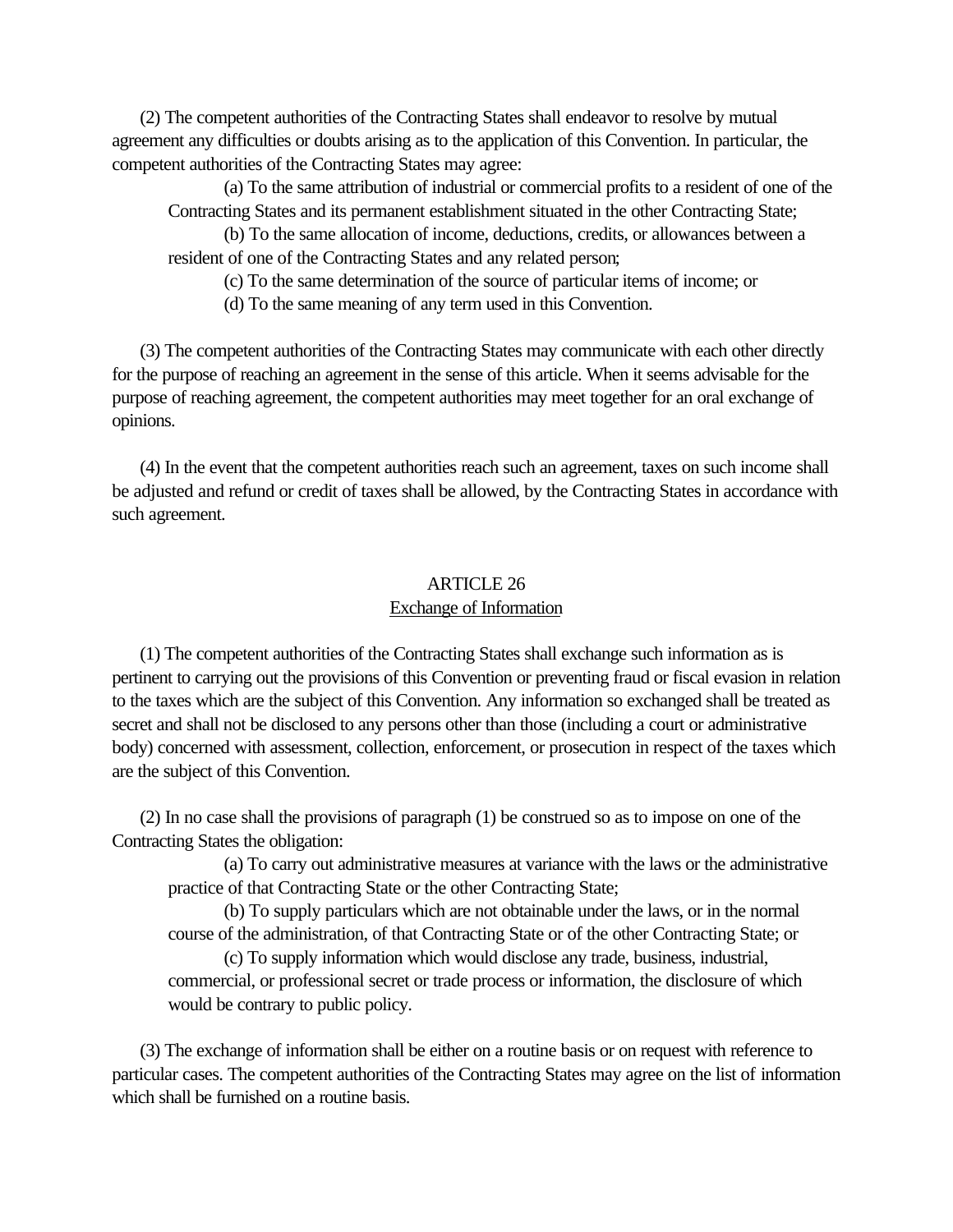(2) The competent authorities of the Contracting States shall endeavor to resolve by mutual agreement any difficulties or doubts arising as to the application of this Convention. In particular, the competent authorities of the Contracting States may agree:

(a) To the same attribution of industrial or commercial profits to a resident of one of the Contracting States and its permanent establishment situated in the other Contracting State;

(b) To the same allocation of income, deductions, credits, or allowances between a resident of one of the Contracting States and any related person;

(c) To the same determination of the source of particular items of income; or

(d) To the same meaning of any term used in this Convention.

(3) The competent authorities of the Contracting States may communicate with each other directly for the purpose of reaching an agreement in the sense of this article. When it seems advisable for the purpose of reaching agreement, the competent authorities may meet together for an oral exchange of opinions.

(4) In the event that the competent authorities reach such an agreement, taxes on such income shall be adjusted and refund or credit of taxes shall be allowed, by the Contracting States in accordance with such agreement.

## ARTICLE 26
### Exchange of Information

(1) The competent authorities of the Contracting States shall exchange such information as is pertinent to carrying out the provisions of this Convention or preventing fraud or fiscal evasion in relation to the taxes which are the subject of this Convention. Any information so exchanged shall be treated as secret and shall not be disclosed to any persons other than those (including a court or administrative body) concerned with assessment, collection, enforcement, or prosecution in respect of the taxes which are the subject of this Convention.

(2) In no case shall the provisions of paragraph (1) be construed so as to impose on one of the Contracting States the obligation:

(a) To carry out administrative measures at variance with the laws or the administrative practice of that Contracting State or the other Contracting State;

(b) To supply particulars which are not obtainable under the laws, or in the normal course of the administration, of that Contracting State or of the other Contracting State; or

(c) To supply information which would disclose any trade, business, industrial, commercial, or professional secret or trade process or information, the disclosure of which would be contrary to public policy.

(3) The exchange of information shall be either on a routine basis or on request with reference to particular cases. The competent authorities of the Contracting States may agree on the list of information which shall be furnished on a routine basis.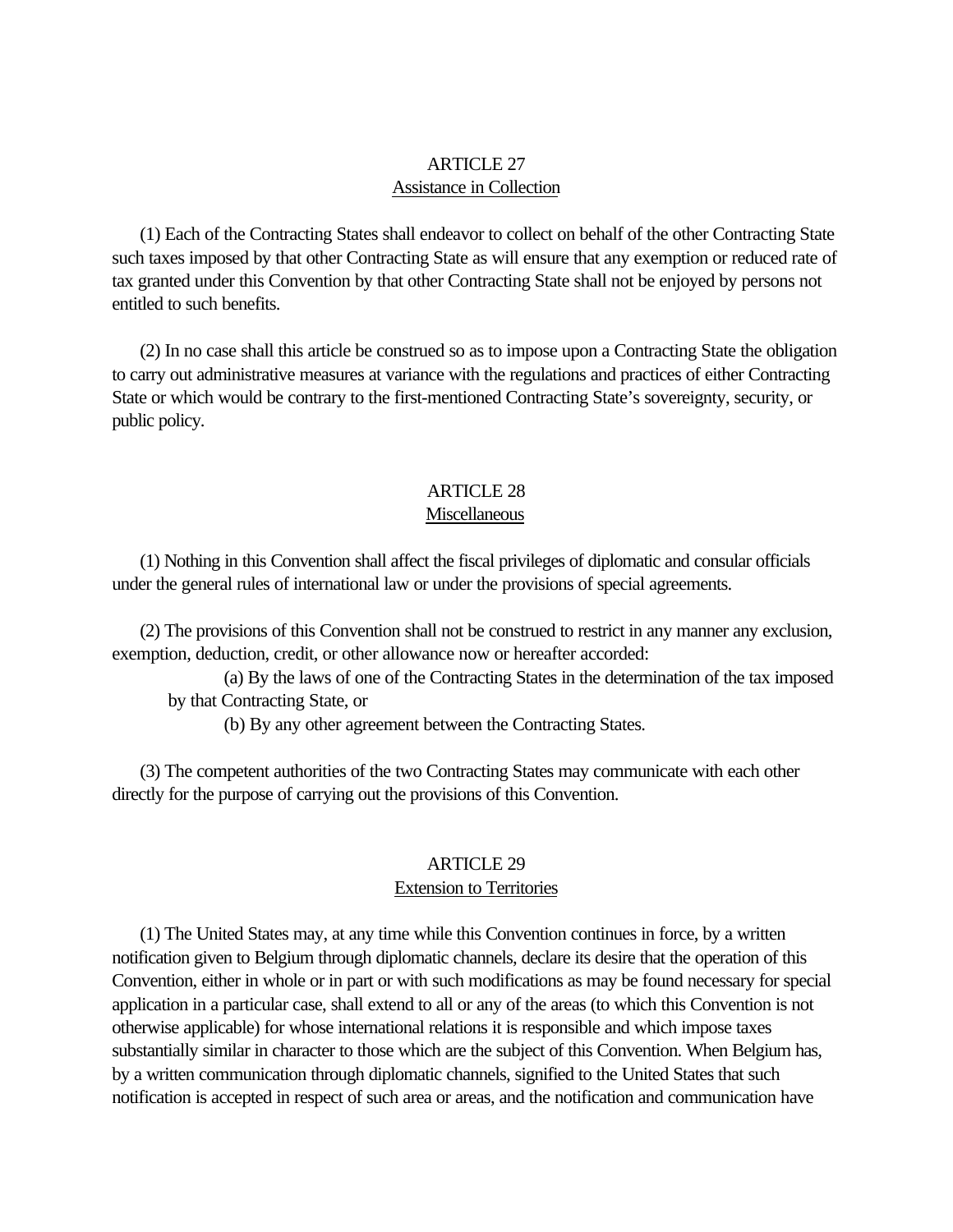## ARTICLE 27
### Assistance in Collection

(1) Each of the Contracting States shall endeavor to collect on behalf of the other Contracting State such taxes imposed by that other Contracting State as will ensure that any exemption or reduced rate of tax granted under this Convention by that other Contracting State shall not be enjoyed by persons not entitled to such benefits.

(2) In no case shall this article be construed so as to impose upon a Contracting State the obligation to carry out administrative measures at variance with the regulations and practices of either Contracting State or which would be contrary to the first-mentioned Contracting State's sovereignty, security, or public policy.

## ARTICLE 28
### Miscellaneous

(1) Nothing in this Convention shall affect the fiscal privileges of diplomatic and consular officials under the general rules of international law or under the provisions of special agreements.

(2) The provisions of this Convention shall not be construed to restrict in any manner any exclusion, exemption, deduction, credit, or other allowance now or hereafter accorded:

(a) By the laws of one of the Contracting States in the determination of the tax imposed by that Contracting State, or

(b) By any other agreement between the Contracting States.

(3) The competent authorities of the two Contracting States may communicate with each other directly for the purpose of carrying out the provisions of this Convention.

## ARTICLE 29
### Extension to Territories

(1) The United States may, at any time while this Convention continues in force, by a written notification given to Belgium through diplomatic channels, declare its desire that the operation of this Convention, either in whole or in part or with such modifications as may be found necessary for special application in a particular case, shall extend to all or any of the areas (to which this Convention is not otherwise applicable) for whose international relations it is responsible and which impose taxes substantially similar in character to those which are the subject of this Convention. When Belgium has, by a written communication through diplomatic channels, signified to the United States that such notification is accepted in respect of such area or areas, and the notification and communication have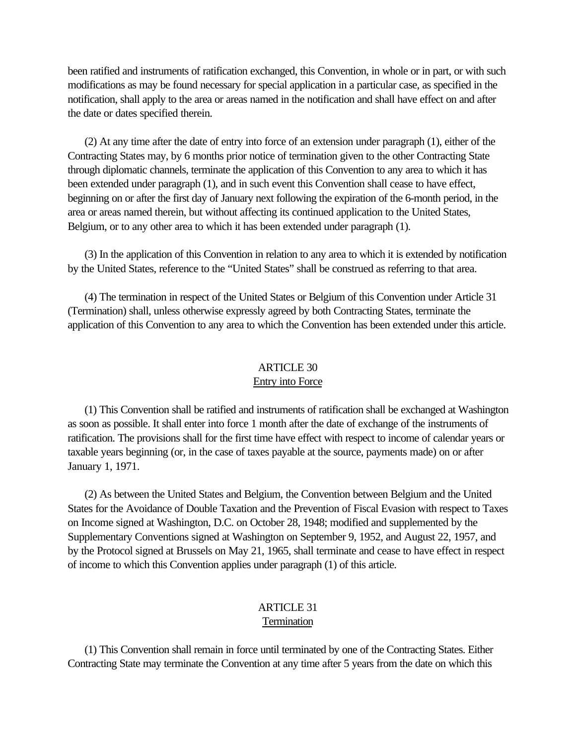been ratified and instruments of ratification exchanged, this Convention, in whole or in part, or with such modifications as may be found necessary for special application in a particular case, as specified in the notification, shall apply to the area or areas named in the notification and shall have effect on and after the date or dates specified therein.

(2) At any time after the date of entry into force of an extension under paragraph (1), either of the Contracting States may, by 6 months prior notice of termination given to the other Contracting State through diplomatic channels, terminate the application of this Convention to any area to which it has been extended under paragraph (1), and in such event this Convention shall cease to have effect, beginning on or after the first day of January next following the expiration of the 6-month period, in the area or areas named therein, but without affecting its continued application to the United States, Belgium, or to any other area to which it has been extended under paragraph (1).

(3) In the application of this Convention in relation to any area to which it is extended by notification by the United States, reference to the "United States" shall be construed as referring to that area.

(4) The termination in respect of the United States or Belgium of this Convention under Article 31 (Termination) shall, unless otherwise expressly agreed by both Contracting States, terminate the application of this Convention to any area to which the Convention has been extended under this article.

## ARTICLE 30
### Entry into Force

(1) This Convention shall be ratified and instruments of ratification shall be exchanged at Washington as soon as possible. It shall enter into force 1 month after the date of exchange of the instruments of ratification. The provisions shall for the first time have effect with respect to income of calendar years or taxable years beginning (or, in the case of taxes payable at the source, payments made) on or after January 1, 1971.

(2) As between the United States and Belgium, the Convention between Belgium and the United States for the Avoidance of Double Taxation and the Prevention of Fiscal Evasion with respect to Taxes on Income signed at Washington, D.C. on October 28, 1948; modified and supplemented by the Supplementary Conventions signed at Washington on September 9, 1952, and August 22, 1957, and by the Protocol signed at Brussels on May 21, 1965, shall terminate and cease to have effect in respect of income to which this Convention applies under paragraph (1) of this article.

## ARTICLE 31
### Termination

(1) This Convention shall remain in force until terminated by one of the Contracting States. Either Contracting State may terminate the Convention at any time after 5 years from the date on which this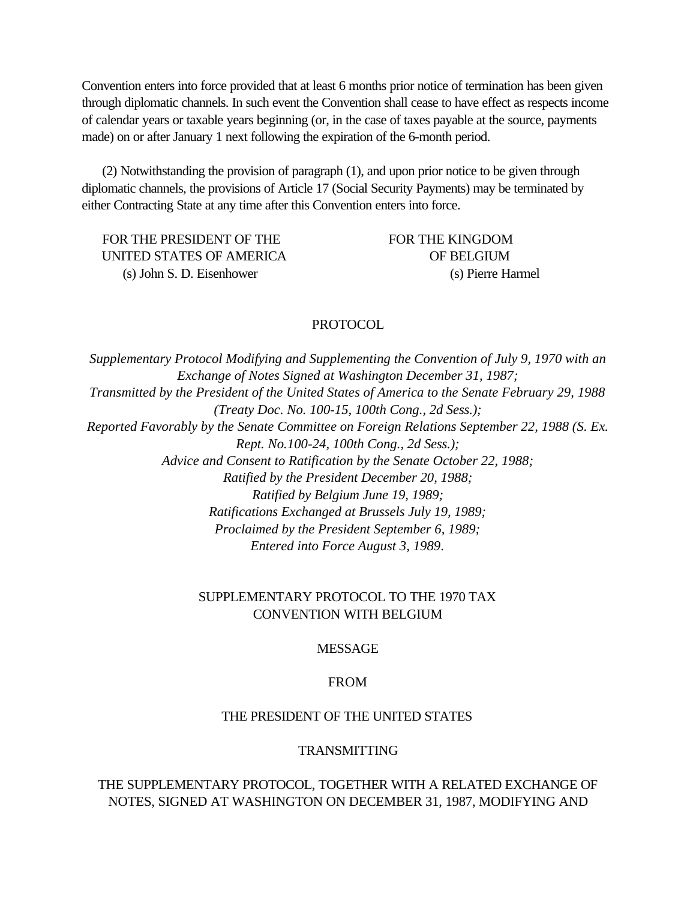Convention enters into force provided that at least 6 months prior notice of termination has been given through diplomatic channels. In such event the Convention shall cease to have effect as respects income of calendar years or taxable years beginning (or, in the case of taxes payable at the source, payments made) on or after January 1 next following the expiration of the 6-month period.

(2) Notwithstanding the provision of paragraph (1), and upon prior notice to be given through diplomatic channels, the provisions of Article 17 (Social Security Payments) may be terminated by either Contracting State at any time after this Convention enters into force.

| FOR THE PRESIDENT OF THE UNITED STATES OF AMERICA | FOR THE KINGDOM OF BELGIUM |
|---|---|
| (s) John S. D. Eisenhower | (s) Pierre Harmel |

## PROTOCOL

*Supplementary Protocol Modifying and Supplementing the Convention of July 9, 1970 with an Exchange of Notes Signed at Washington December 31, 1987;*
*Transmitted by the President of the United States of America to the Senate February 29, 1988 (Treaty Doc. No. 100-15, 100th Cong., 2d Sess.);*
*Reported Favorably by the Senate Committee on Foreign Relations September 22, 1988 (S. Ex. Rept. No.100-24, 100th Cong., 2d Sess.);*
*Advice and Consent to Ratification by the Senate October 22, 1988;*
*Ratified by the President December 20, 1988;*
*Ratified by Belgium June 19, 1989;*
*Ratifications Exchanged at Brussels July 19, 1989;*
*Proclaimed by the President September 6, 1989;*
*Entered into Force August 3, 1989.*

## SUPPLEMENTARY PROTOCOL TO THE 1970 TAX CONVENTION WITH BELGIUM

MESSAGE

FROM

THE PRESIDENT OF THE UNITED STATES

TRANSMITTING

THE SUPPLEMENTARY PROTOCOL, TOGETHER WITH A RELATED EXCHANGE OF NOTES, SIGNED AT WASHINGTON ON DECEMBER 31, 1987, MODIFYING AND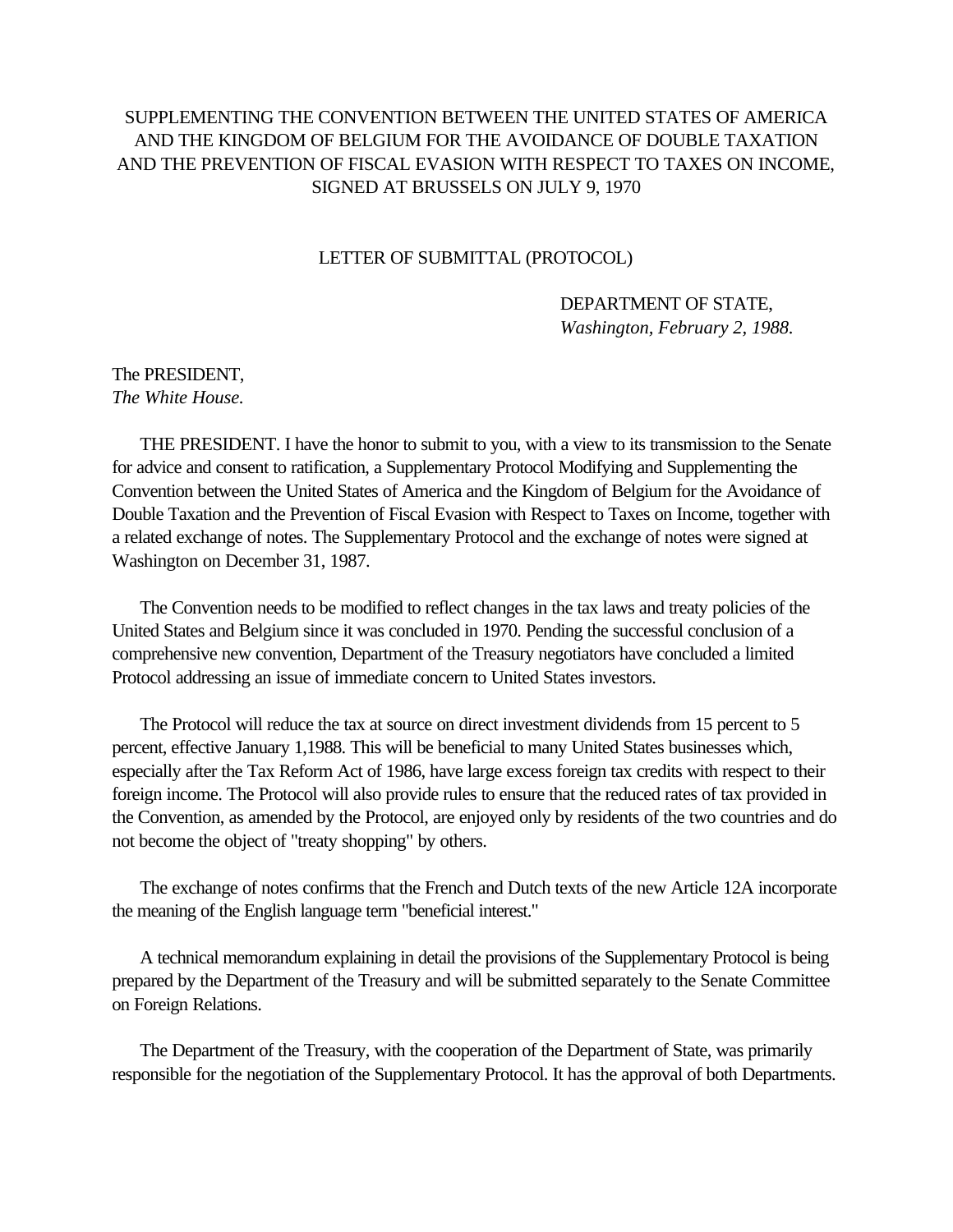SUPPLEMENTING THE CONVENTION BETWEEN THE UNITED STATES OF AMERICA AND THE KINGDOM OF BELGIUM FOR THE AVOIDANCE OF DOUBLE TAXATION AND THE PREVENTION OF FISCAL EVASION WITH RESPECT TO TAXES ON INCOME, SIGNED AT BRUSSELS ON JULY 9, 1970

## LETTER OF SUBMITTAL (PROTOCOL)

DEPARTMENT OF STATE,
*Washington, February 2, 1988.*

The PRESIDENT,
*The White House.*

THE PRESIDENT. I have the honor to submit to you, with a view to its transmission to the Senate for advice and consent to ratification, a Supplementary Protocol Modifying and Supplementing the Convention between the United States of America and the Kingdom of Belgium for the Avoidance of Double Taxation and the Prevention of Fiscal Evasion with Respect to Taxes on Income, together with a related exchange of notes. The Supplementary Protocol and the exchange of notes were signed at Washington on December 31, 1987.

The Convention needs to be modified to reflect changes in the tax laws and treaty policies of the United States and Belgium since it was concluded in 1970. Pending the successful conclusion of a comprehensive new convention, Department of the Treasury negotiators have concluded a limited Protocol addressing an issue of immediate concern to United States investors.

The Protocol will reduce the tax at source on direct investment dividends from 15 percent to 5 percent, effective January 1,1988. This will be beneficial to many United States businesses which, especially after the Tax Reform Act of 1986, have large excess foreign tax credits with respect to their foreign income. The Protocol will also provide rules to ensure that the reduced rates of tax provided in the Convention, as amended by the Protocol, are enjoyed only by residents of the two countries and do not become the object of "treaty shopping" by others.

The exchange of notes confirms that the French and Dutch texts of the new Article 12A incorporate the meaning of the English language term "beneficial interest."

A technical memorandum explaining in detail the provisions of the Supplementary Protocol is being prepared by the Department of the Treasury and will be submitted separately to the Senate Committee on Foreign Relations.

The Department of the Treasury, with the cooperation of the Department of State, was primarily responsible for the negotiation of the Supplementary Protocol. It has the approval of both Departments.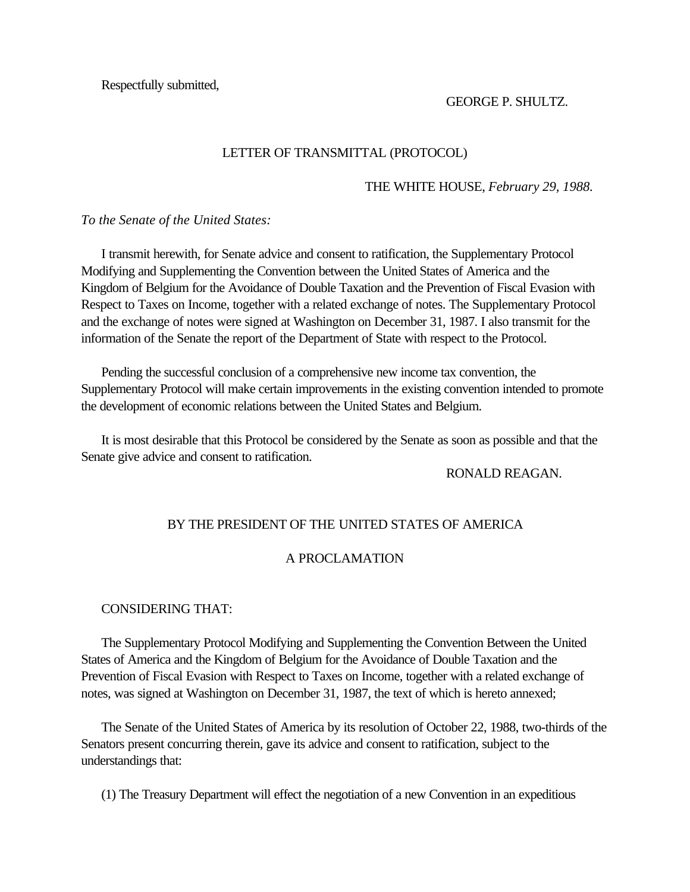Respectfully submitted,

GEORGE P. SHULTZ.

## LETTER OF TRANSMITTAL (PROTOCOL)

THE WHITE HOUSE, *February 29, 1988*.

*To the Senate of the United States:*

I transmit herewith, for Senate advice and consent to ratification, the Supplementary Protocol Modifying and Supplementing the Convention between the United States of America and the Kingdom of Belgium for the Avoidance of Double Taxation and the Prevention of Fiscal Evasion with Respect to Taxes on Income, together with a related exchange of notes. The Supplementary Protocol and the exchange of notes were signed at Washington on December 31, 1987. I also transmit for the information of the Senate the report of the Department of State with respect to the Protocol.

Pending the successful conclusion of a comprehensive new income tax convention, the Supplementary Protocol will make certain improvements in the existing convention intended to promote the development of economic relations between the United States and Belgium.

It is most desirable that this Protocol be considered by the Senate as soon as possible and that the Senate give advice and consent to ratification.

RONALD REAGAN.

## BY THE PRESIDENT OF THE UNITED STATES OF AMERICA

## A PROCLAMATION

CONSIDERING THAT:

The Supplementary Protocol Modifying and Supplementing the Convention Between the United States of America and the Kingdom of Belgium for the Avoidance of Double Taxation and the Prevention of Fiscal Evasion with Respect to Taxes on Income, together with a related exchange of notes, was signed at Washington on December 31, 1987, the text of which is hereto annexed;

The Senate of the United States of America by its resolution of October 22, 1988, two-thirds of the Senators present concurring therein, gave its advice and consent to ratification, subject to the understandings that:

(1) The Treasury Department will effect the negotiation of a new Convention in an expeditious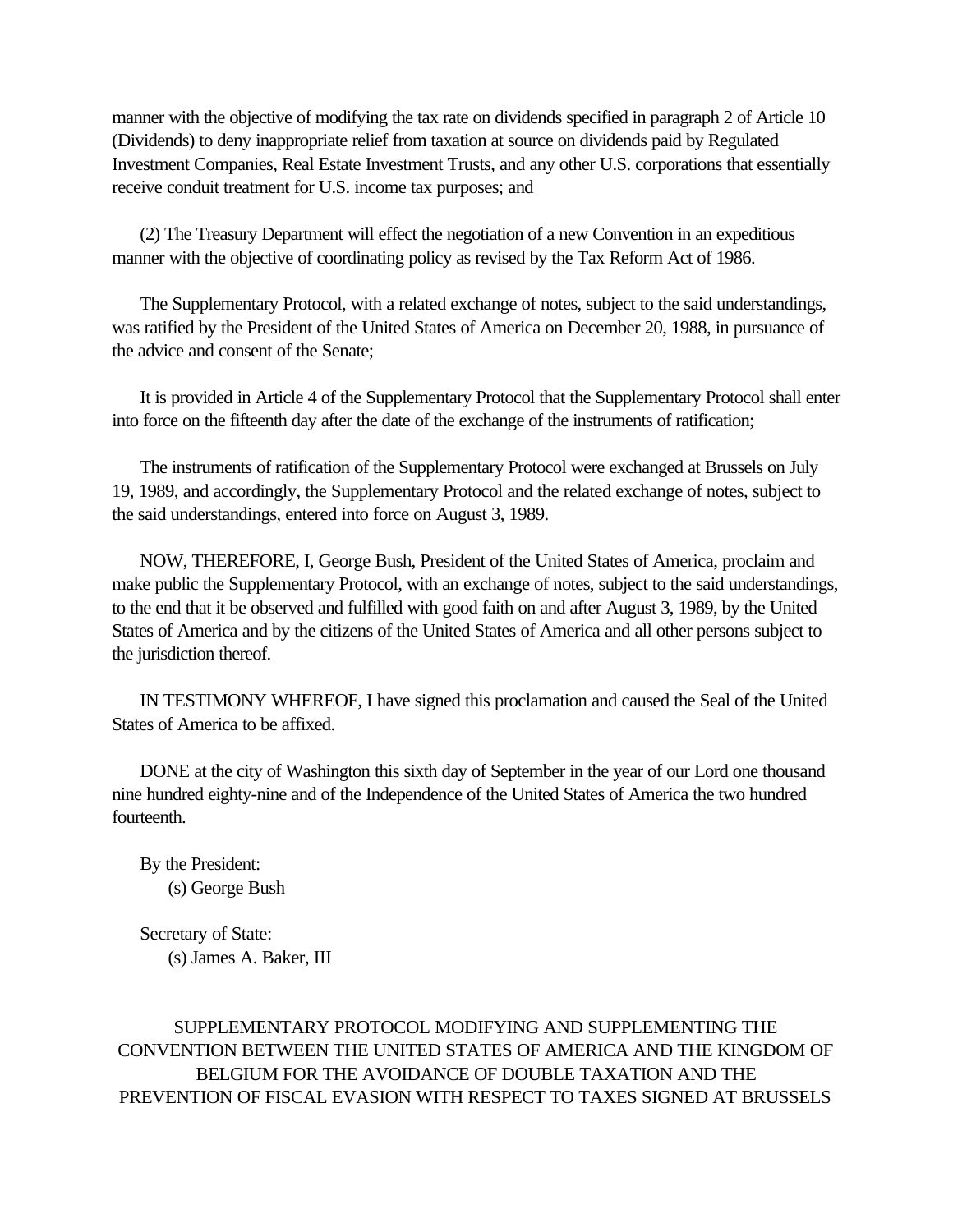manner with the objective of modifying the tax rate on dividends specified in paragraph 2 of Article 10 (Dividends) to deny inappropriate relief from taxation at source on dividends paid by Regulated Investment Companies, Real Estate Investment Trusts, and any other U.S. corporations that essentially receive conduit treatment for U.S. income tax purposes; and

(2) The Treasury Department will effect the negotiation of a new Convention in an expeditious manner with the objective of coordinating policy as revised by the Tax Reform Act of 1986.

The Supplementary Protocol, with a related exchange of notes, subject to the said understandings, was ratified by the President of the United States of America on December 20, 1988, in pursuance of the advice and consent of the Senate;

It is provided in Article 4 of the Supplementary Protocol that the Supplementary Protocol shall enter into force on the fifteenth day after the date of the exchange of the instruments of ratification;

The instruments of ratification of the Supplementary Protocol were exchanged at Brussels on July 19, 1989, and accordingly, the Supplementary Protocol and the related exchange of notes, subject to the said understandings, entered into force on August 3, 1989.

NOW, THEREFORE, I, George Bush, President of the United States of America, proclaim and make public the Supplementary Protocol, with an exchange of notes, subject to the said understandings, to the end that it be observed and fulfilled with good faith on and after August 3, 1989, by the United States of America and by the citizens of the United States of America and all other persons subject to the jurisdiction thereof.

IN TESTIMONY WHEREOF, I have signed this proclamation and caused the Seal of the United States of America to be affixed.

DONE at the city of Washington this sixth day of September in the year of our Lord one thousand nine hundred eighty-nine and of the Independence of the United States of America the two hundred fourteenth.

By the President:
(s) George Bush

Secretary of State:
(s) James A. Baker, III

SUPPLEMENTARY PROTOCOL MODIFYING AND SUPPLEMENTING THE CONVENTION BETWEEN THE UNITED STATES OF AMERICA AND THE KINGDOM OF BELGIUM FOR THE AVOIDANCE OF DOUBLE TAXATION AND THE PREVENTION OF FISCAL EVASION WITH RESPECT TO TAXES SIGNED AT BRUSSELS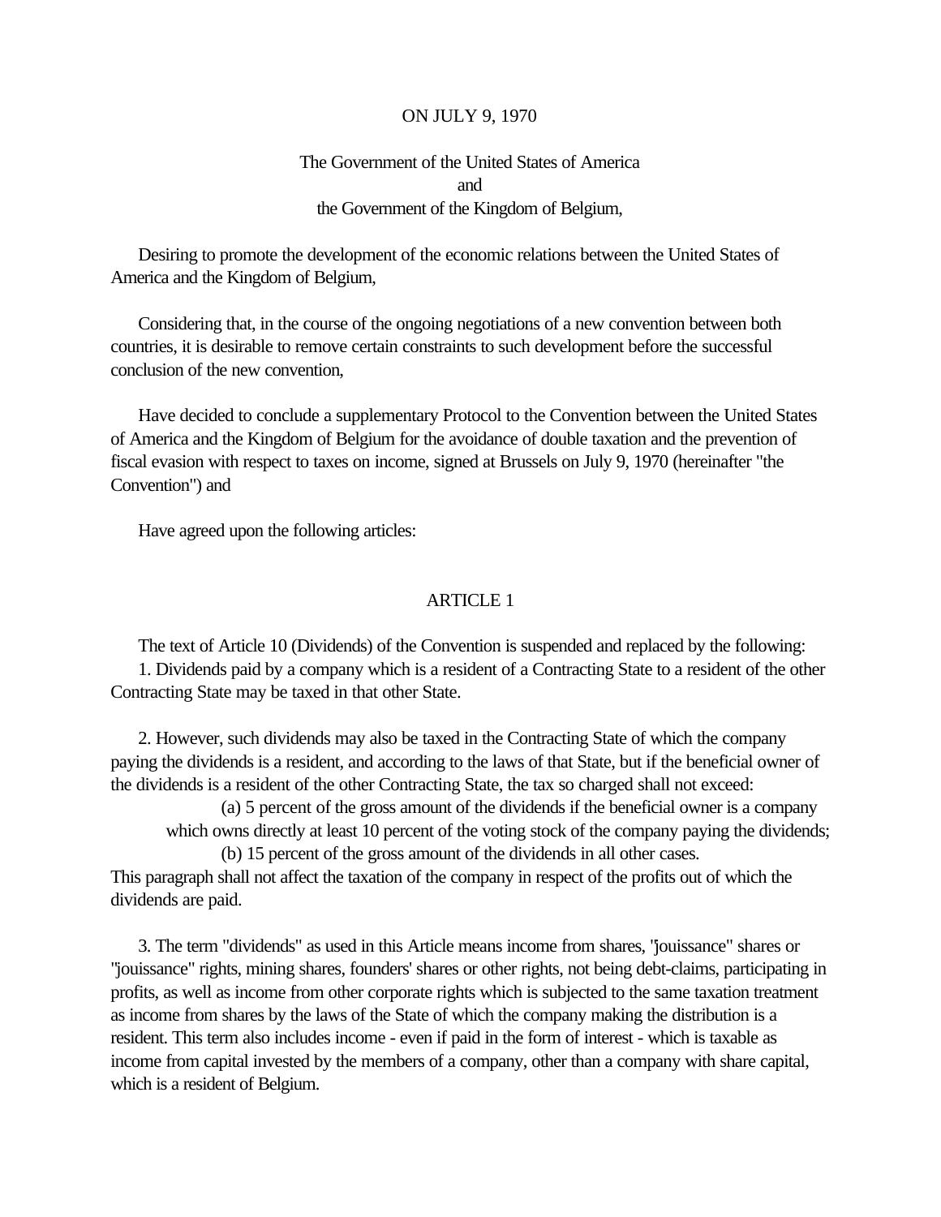ON JULY 9, 1970

The Government of the United States of America
and
the Government of the Kingdom of Belgium,

Desiring to promote the development of the economic relations between the United States of America and the Kingdom of Belgium,

Considering that, in the course of the ongoing negotiations of a new convention between both countries, it is desirable to remove certain constraints to such development before the successful conclusion of the new convention,

Have decided to conclude a supplementary Protocol to the Convention between the United States of America and the Kingdom of Belgium for the avoidance of double taxation and the prevention of fiscal evasion with respect to taxes on income, signed at Brussels on July 9, 1970 (hereinafter "the Convention") and

Have agreed upon the following articles:

## ARTICLE 1

The text of Article 10 (Dividends) of the Convention is suspended and replaced by the following:

1. Dividends paid by a company which is a resident of a Contracting State to a resident of the other Contracting State may be taxed in that other State.

2. However, such dividends may also be taxed in the Contracting State of which the company paying the dividends is a resident, and according to the laws of that State, but if the beneficial owner of the dividends is a resident of the other Contracting State, the tax so charged shall not exceed:

   (a) 5 percent of the gross amount of the dividends if the beneficial owner is a company which owns directly at least 10 percent of the voting stock of the company paying the dividends;

   (b) 15 percent of the gross amount of the dividends in all other cases.

This paragraph shall not affect the taxation of the company in respect of the profits out of which the dividends are paid.

3. The term "dividends" as used in this Article means income from shares, "jouissance" shares or "jouissance" rights, mining shares, founders' shares or other rights, not being debt-claims, participating in profits, as well as income from other corporate rights which is subjected to the same taxation treatment as income from shares by the laws of the State of which the company making the distribution is a resident. This term also includes income - even if paid in the form of interest - which is taxable as income from capital invested by the members of a company, other than a company with share capital, which is a resident of Belgium.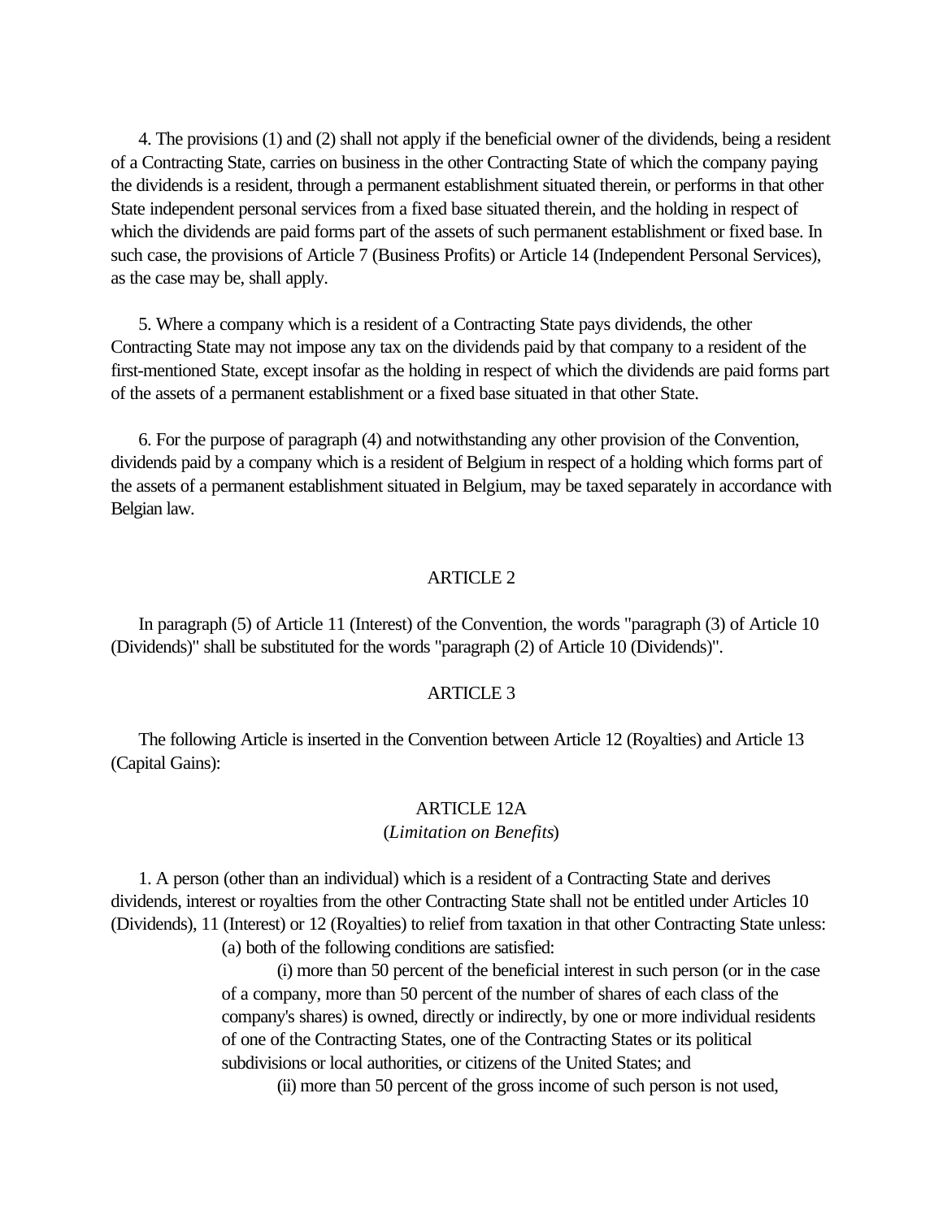4. The provisions (1) and (2) shall not apply if the beneficial owner of the dividends, being a resident of a Contracting State, carries on business in the other Contracting State of which the company paying the dividends is a resident, through a permanent establishment situated therein, or performs in that other State independent personal services from a fixed base situated therein, and the holding in respect of which the dividends are paid forms part of the assets of such permanent establishment or fixed base. In such case, the provisions of Article 7 (Business Profits) or Article 14 (Independent Personal Services), as the case may be, shall apply.

5. Where a company which is a resident of a Contracting State pays dividends, the other Contracting State may not impose any tax on the dividends paid by that company to a resident of the first-mentioned State, except insofar as the holding in respect of which the dividends are paid forms part of the assets of a permanent establishment or a fixed base situated in that other State.

6. For the purpose of paragraph (4) and notwithstanding any other provision of the Convention, dividends paid by a company which is a resident of Belgium in respect of a holding which forms part of the assets of a permanent establishment situated in Belgium, may be taxed separately in accordance with Belgian law.

## ARTICLE 2

In paragraph (5) of Article 11 (Interest) of the Convention, the words "paragraph (3) of Article 10 (Dividends)" shall be substituted for the words "paragraph (2) of Article 10 (Dividends)".

## ARTICLE 3

The following Article is inserted in the Convention between Article 12 (Royalties) and Article 13 (Capital Gains):

### ARTICLE 12A
(*Limitation on Benefits*)

1. A person (other than an individual) which is a resident of a Contracting State and derives dividends, interest or royalties from the other Contracting State shall not be entitled under Articles 10 (Dividends), 11 (Interest) or 12 (Royalties) to relief from taxation in that other Contracting State unless:

(a) both of the following conditions are satisfied:

(i) more than 50 percent of the beneficial interest in such person (or in the case of a company, more than 50 percent of the number of shares of each class of the company's shares) is owned, directly or indirectly, by one or more individual residents of one of the Contracting States, one of the Contracting States or its political subdivisions or local authorities, or citizens of the United States; and

(ii) more than 50 percent of the gross income of such person is not used,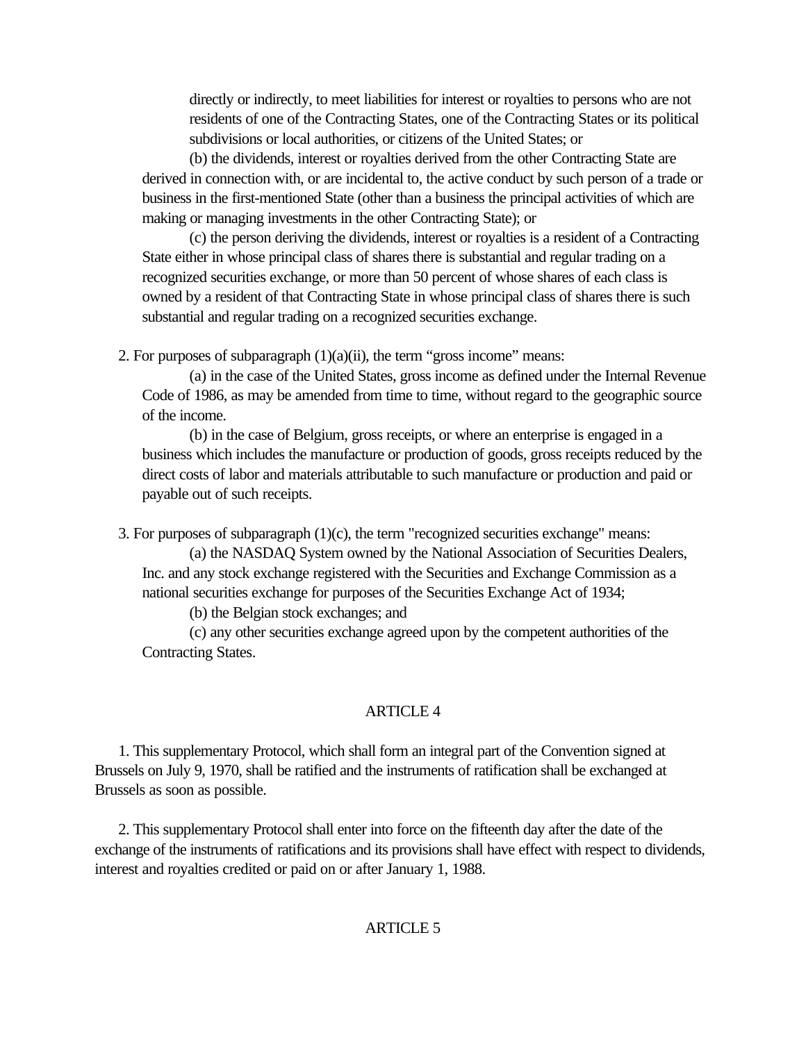directly or indirectly, to meet liabilities for interest or royalties to persons who are not residents of one of the Contracting States, one of the Contracting States or its political subdivisions or local authorities, or citizens of the United States; or

(b) the dividends, interest or royalties derived from the other Contracting State are derived in connection with, or are incidental to, the active conduct by such person of a trade or business in the first-mentioned State (other than a business the principal activities of which are making or managing investments in the other Contracting State); or

(c) the person deriving the dividends, interest or royalties is a resident of a Contracting State either in whose principal class of shares there is substantial and regular trading on a recognized securities exchange, or more than 50 percent of whose shares of each class is owned by a resident of that Contracting State in whose principal class of shares there is such substantial and regular trading on a recognized securities exchange.

2. For purposes of subparagraph (1)(a)(ii), the term “gross income” means:

(a) in the case of the United States, gross income as defined under the Internal Revenue Code of 1986, as may be amended from time to time, without regard to the geographic source of the income.

(b) in the case of Belgium, gross receipts, or where an enterprise is engaged in a business which includes the manufacture or production of goods, gross receipts reduced by the direct costs of labor and materials attributable to such manufacture or production and paid or payable out of such receipts.

3. For purposes of subparagraph (1)(c), the term "recognized securities exchange" means:

(a) the NASDAQ System owned by the National Association of Securities Dealers, Inc. and any stock exchange registered with the Securities and Exchange Commission as a national securities exchange for purposes of the Securities Exchange Act of 1934;

(b) the Belgian stock exchanges; and

(c) any other securities exchange agreed upon by the competent authorities of the Contracting States.

## ARTICLE 4

1. This supplementary Protocol, which shall form an integral part of the Convention signed at Brussels on July 9, 1970, shall be ratified and the instruments of ratification shall be exchanged at Brussels as soon as possible.

2. This supplementary Protocol shall enter into force on the fifteenth day after the date of the exchange of the instruments of ratifications and its provisions shall have effect with respect to dividends, interest and royalties credited or paid on or after January 1, 1988.

## ARTICLE 5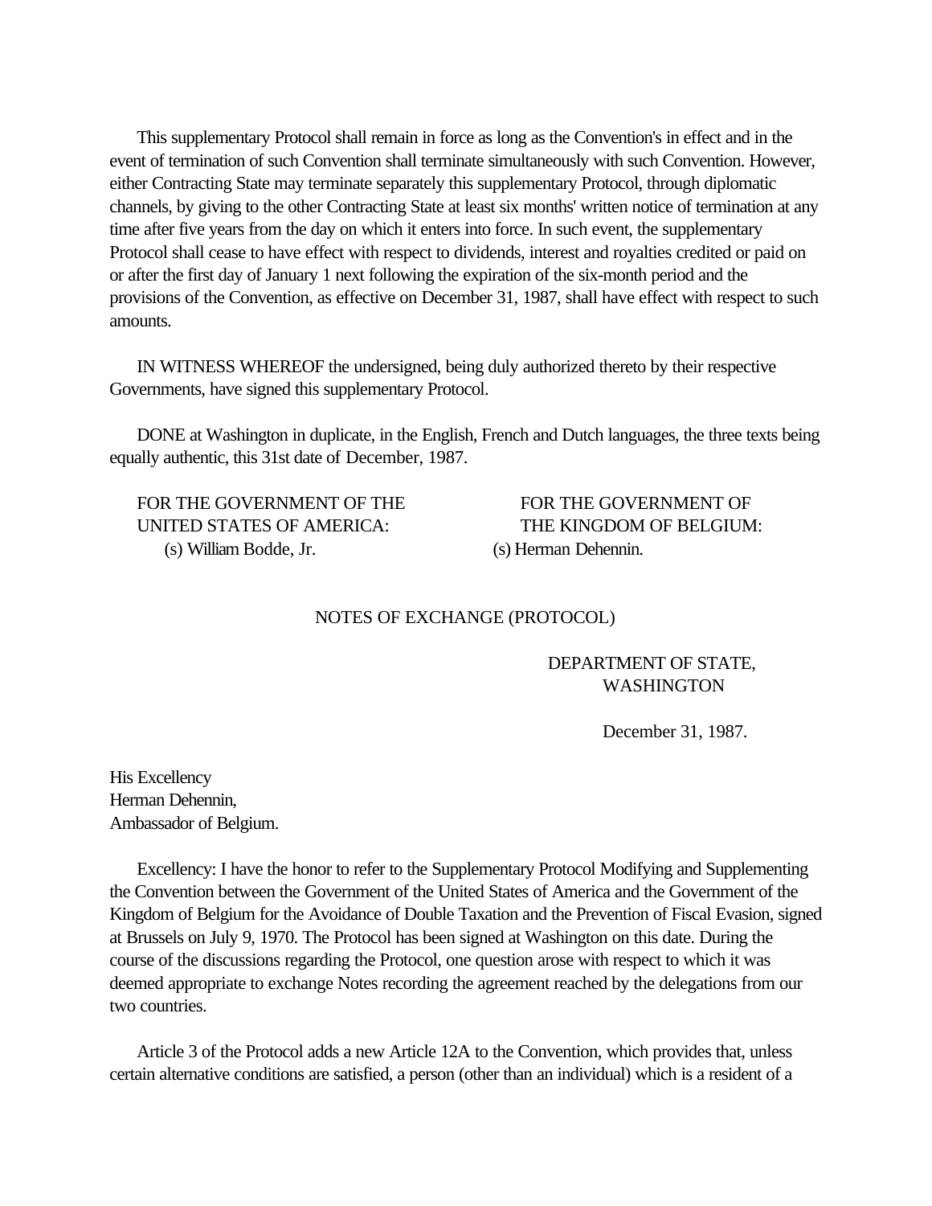This supplementary Protocol shall remain in force as long as the Convention's in effect and in the event of termination of such Convention shall terminate simultaneously with such Convention. However, either Contracting State may terminate separately this supplementary Protocol, through diplomatic channels, by giving to the other Contracting State at least six months' written notice of termination at any time after five years from the day on which it enters into force. In such event, the supplementary Protocol shall cease to have effect with respect to dividends, interest and royalties credited or paid on or after the first day of January 1 next following the expiration of the six-month period and the provisions of the Convention, as effective on December 31, 1987, shall have effect with respect to such amounts.

IN WITNESS WHEREOF the undersigned, being duly authorized thereto by their respective Governments, have signed this supplementary Protocol.

DONE at Washington in duplicate, in the English, French and Dutch languages, the three texts being equally authentic, this 31st date of December, 1987.

FOR THE GOVERNMENT OF THE UNITED STATES OF AMERICA:
(s) William Bodde, Jr.

FOR THE GOVERNMENT OF THE KINGDOM OF BELGIUM:
(s) Herman Dehennin.

NOTES OF EXCHANGE (PROTOCOL)

DEPARTMENT OF STATE,
WASHINGTON

December 31, 1987.

His Excellency
Herman Dehennin,
Ambassador of Belgium.

Excellency: I have the honor to refer to the Supplementary Protocol Modifying and Supplementing the Convention between the Government of the United States of America and the Government of the Kingdom of Belgium for the Avoidance of Double Taxation and the Prevention of Fiscal Evasion, signed at Brussels on July 9, 1970. The Protocol has been signed at Washington on this date. During the course of the discussions regarding the Protocol, one question arose with respect to which it was deemed appropriate to exchange Notes recording the agreement reached by the delegations from our two countries.

Article 3 of the Protocol adds a new Article 12A to the Convention, which provides that, unless certain alternative conditions are satisfied, a person (other than an individual) which is a resident of a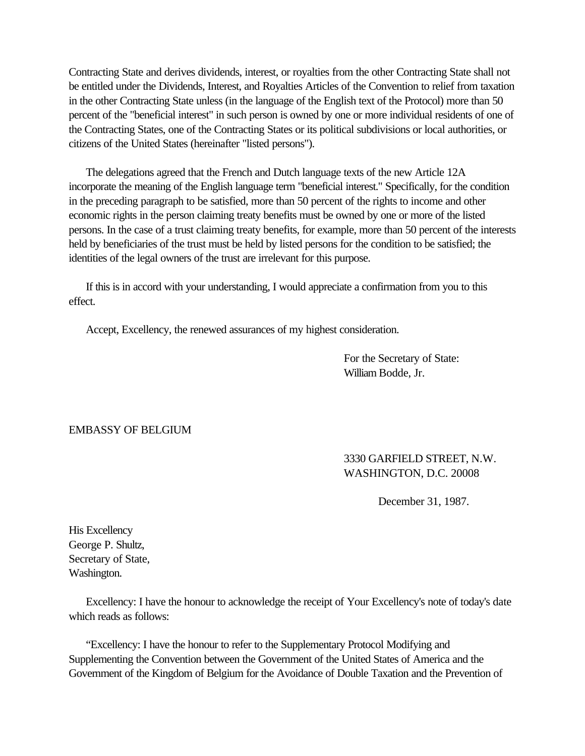Contracting State and derives dividends, interest, or royalties from the other Contracting State shall not be entitled under the Dividends, Interest, and Royalties Articles of the Convention to relief from taxation in the other Contracting State unless (in the language of the English text of the Protocol) more than 50 percent of the "beneficial interest" in such person is owned by one or more individual residents of one of the Contracting States, one of the Contracting States or its political subdivisions or local authorities, or citizens of the United States (hereinafter "listed persons").

The delegations agreed that the French and Dutch language texts of the new Article 12A incorporate the meaning of the English language term "beneficial interest." Specifically, for the condition in the preceding paragraph to be satisfied, more than 50 percent of the rights to income and other economic rights in the person claiming treaty benefits must be owned by one or more of the listed persons. In the case of a trust claiming treaty benefits, for example, more than 50 percent of the interests held by beneficiaries of the trust must be held by listed persons for the condition to be satisfied; the identities of the legal owners of the trust are irrelevant for this purpose.

If this is in accord with your understanding, I would appreciate a confirmation from you to this effect.

Accept, Excellency, the renewed assurances of my highest consideration.

For the Secretary of State:
William Bodde, Jr.

EMBASSY OF BELGIUM

3330 GARFIELD STREET, N.W.
WASHINGTON, D.C. 20008

December 31, 1987.

His Excellency
George P. Shultz,
Secretary of State,
Washington.

Excellency: I have the honour to acknowledge the receipt of Your Excellency's note of today's date which reads as follows:

"Excellency: I have the honour to refer to the Supplementary Protocol Modifying and Supplementing the Convention between the Government of the United States of America and the Government of the Kingdom of Belgium for the Avoidance of Double Taxation and the Prevention of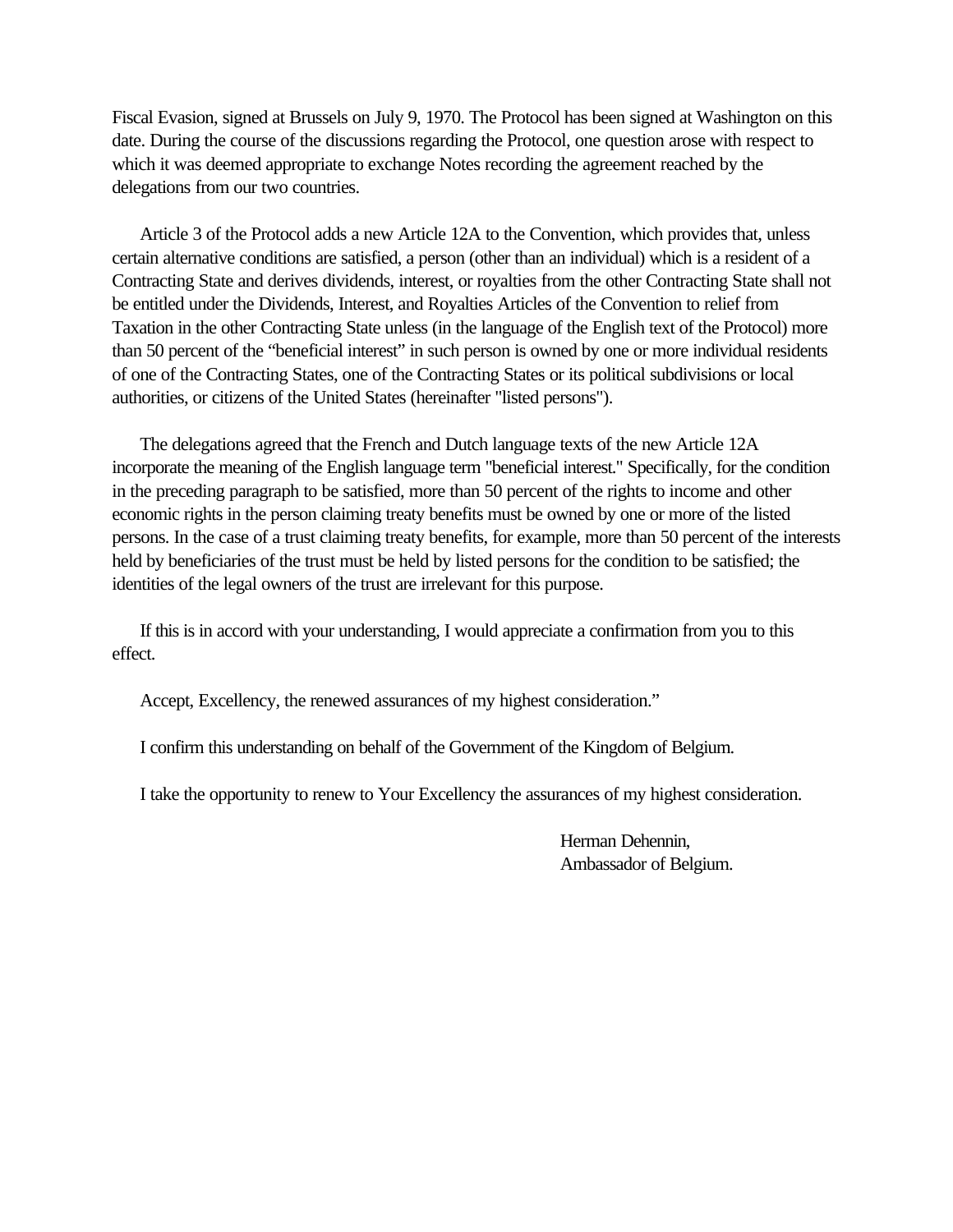Fiscal Evasion, signed at Brussels on July 9, 1970. The Protocol has been signed at Washington on this date. During the course of the discussions regarding the Protocol, one question arose with respect to which it was deemed appropriate to exchange Notes recording the agreement reached by the delegations from our two countries.

Article 3 of the Protocol adds a new Article 12A to the Convention, which provides that, unless certain alternative conditions are satisfied, a person (other than an individual) which is a resident of a Contracting State and derives dividends, interest, or royalties from the other Contracting State shall not be entitled under the Dividends, Interest, and Royalties Articles of the Convention to relief from Taxation in the other Contracting State unless (in the language of the English text of the Protocol) more than 50 percent of the "beneficial interest" in such person is owned by one or more individual residents of one of the Contracting States, one of the Contracting States or its political subdivisions or local authorities, or citizens of the United States (hereinafter "listed persons").

The delegations agreed that the French and Dutch language texts of the new Article 12A incorporate the meaning of the English language term "beneficial interest." Specifically, for the condition in the preceding paragraph to be satisfied, more than 50 percent of the rights to income and other economic rights in the person claiming treaty benefits must be owned by one or more of the listed persons. In the case of a trust claiming treaty benefits, for example, more than 50 percent of the interests held by beneficiaries of the trust must be held by listed persons for the condition to be satisfied; the identities of the legal owners of the trust are irrelevant for this purpose.

If this is in accord with your understanding, I would appreciate a confirmation from you to this effect.

Accept, Excellency, the renewed assurances of my highest consideration."

I confirm this understanding on behalf of the Government of the Kingdom of Belgium.

I take the opportunity to renew to Your Excellency the assurances of my highest consideration.

Herman Dehennin,
Ambassador of Belgium.